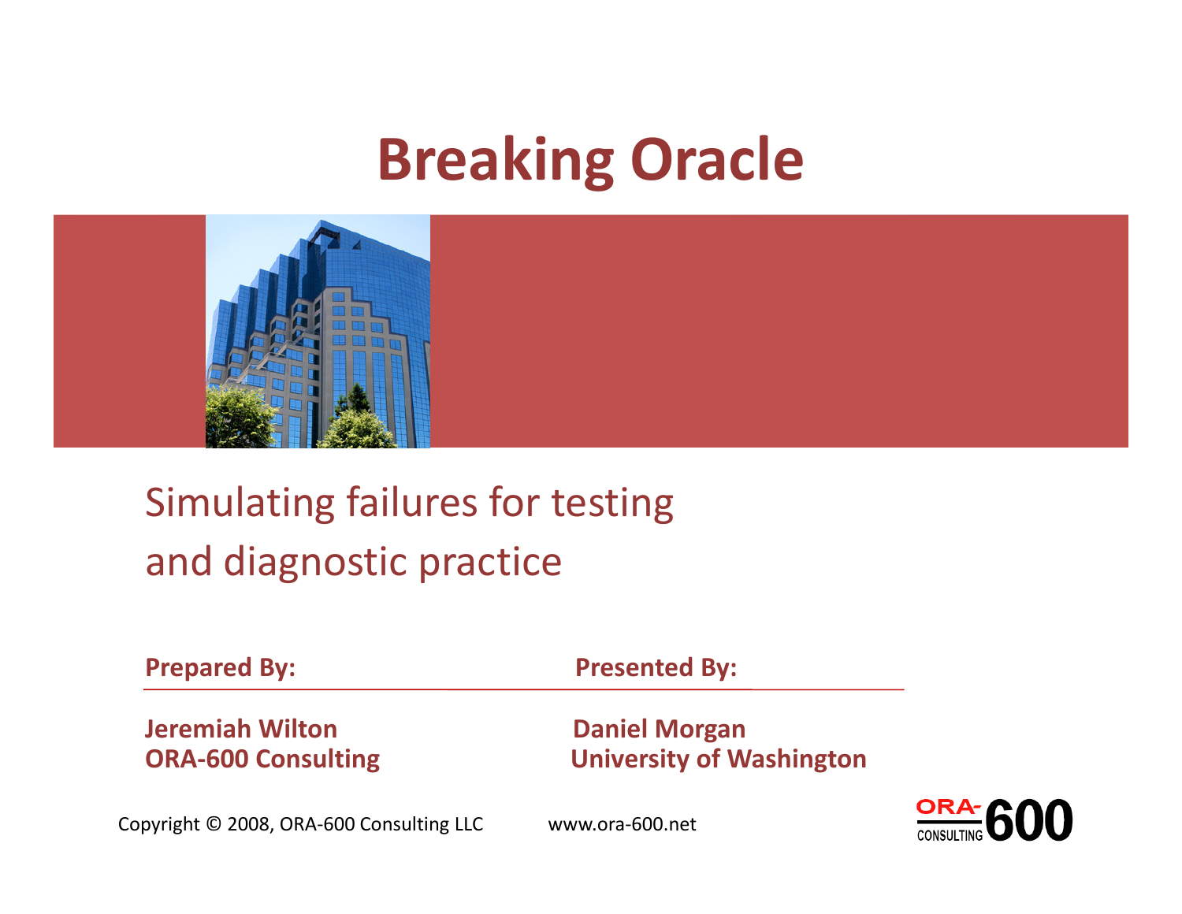# Breaking Oracle

Simulating failures for testing and diagnostic practice

| **Prepared By:** | **Presented By:** |
| --- | --- |
| **Jeremiah Wilton**<br>**ORA-600 Consulting** | **Daniel Morgan**<br>**University of Washington** |

Copyright © 2008, ORA-600 Consulting LLC    www.ora-600.net

ORA-600 CONSULTING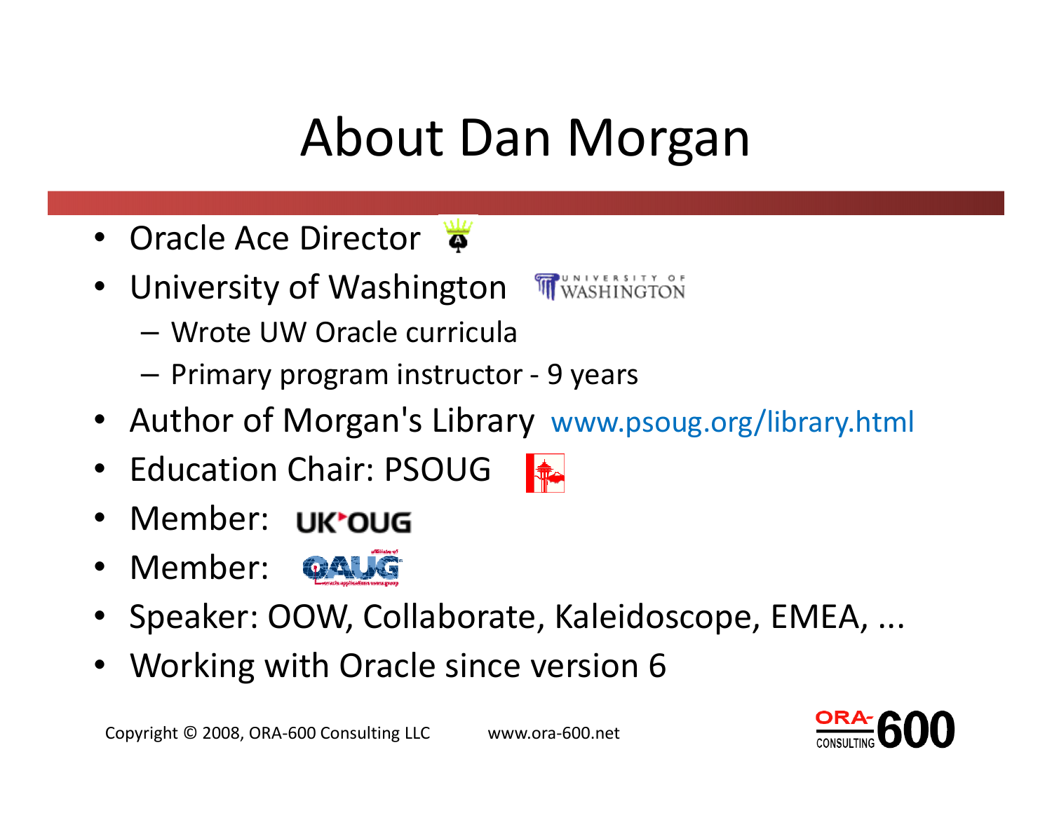# About Dan Morgan

- Oracle Ace Director
- University of Washington
  - Wrote UW Oracle curricula
  - Primary program instructor - 9 years
- Author of Morgan's Library www.psoug.org/library.html
- Education Chair: PSOUG
- Member: UKOUG
- Member: OAUG
- Speaker: OOW, Collaborate, Kaleidoscope, EMEA, ...
- Working with Oracle since version 6

Copyright © 2008, ORA-600 Consulting LLC www.ora-600.net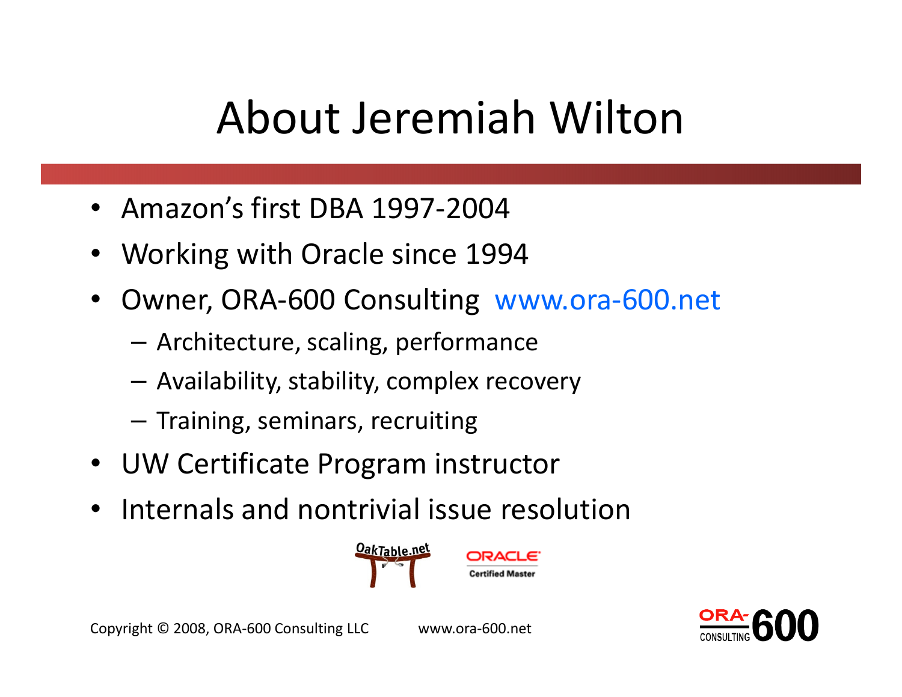# About Jeremiah Wilton

- Amazon’s first DBA 1997-2004
- Working with Oracle since 1994
- Owner, ORA-600 Consulting www.ora-600.net
  - Architecture, scaling, performance
  - Availability, stability, complex recovery
  - Training, seminars, recruiting
- UW Certificate Program instructor
- Internals and nontrivial issue resolution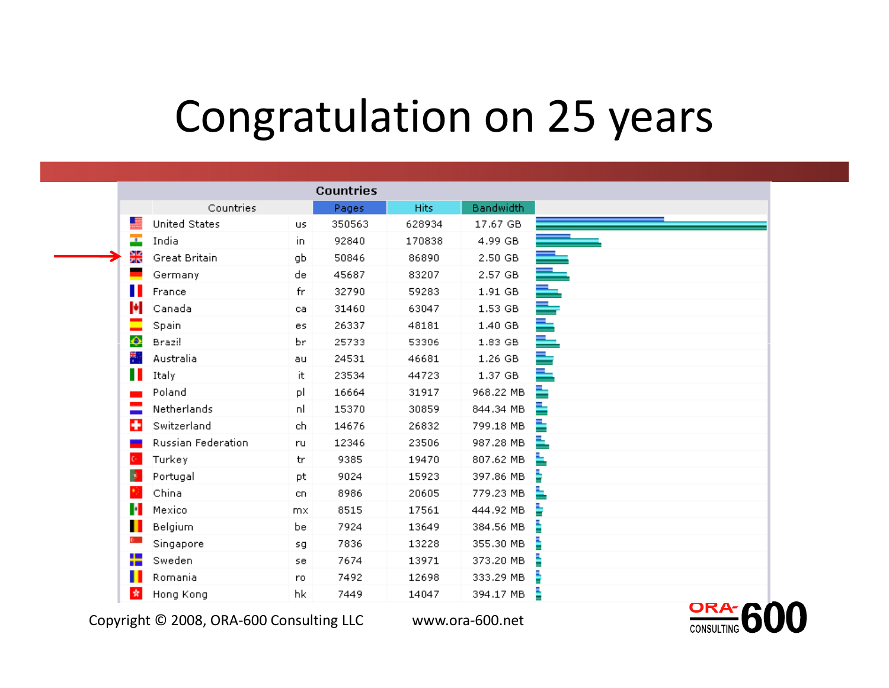# Congratulation on 25 years

| Countries | | Pages | Hits | Bandwidth |
|---|---|---|---|---|
| United States | us | 350563 | 628934 | 17.67 GB |
| India | in | 92840 | 170838 | 4.99 GB |
| Great Britain | gb | 50846 | 86890 | 2.50 GB |
| Germany | de | 45687 | 83207 | 2.57 GB |
| France | fr | 32790 | 59283 | 1.91 GB |
| Canada | ca | 31460 | 63047 | 1.53 GB |
| Spain | es | 26337 | 48181 | 1.40 GB |
| Brazil | br | 25733 | 53306 | 1.83 GB |
| Australia | au | 24531 | 46681 | 1.26 GB |
| Italy | it | 23534 | 44723 | 1.37 GB |
| Poland | pl | 16664 | 31917 | 968.22 MB |
| Netherlands | nl | 15370 | 30859 | 844.34 MB |
| Switzerland | ch | 14676 | 26832 | 799.18 MB |
| Russian Federation | ru | 12346 | 23506 | 987.28 MB |
| Turkey | tr | 9385 | 19470 | 807.62 MB |
| Portugal | pt | 9024 | 15923 | 397.86 MB |
| China | cn | 8986 | 20605 | 779.23 MB |
| Mexico | mx | 8515 | 17561 | 444.92 MB |
| Belgium | be | 7924 | 13649 | 384.56 MB |
| Singapore | sg | 7836 | 13228 | 355.30 MB |
| Sweden | se | 7674 | 13971 | 373.20 MB |
| Romania | ro | 7492 | 12698 | 333.29 MB |
| Hong Kong | hk | 7449 | 14047 | 394.17 MB |

Copyright © 2008, ORA-600 Consulting LLC www.ora-600.net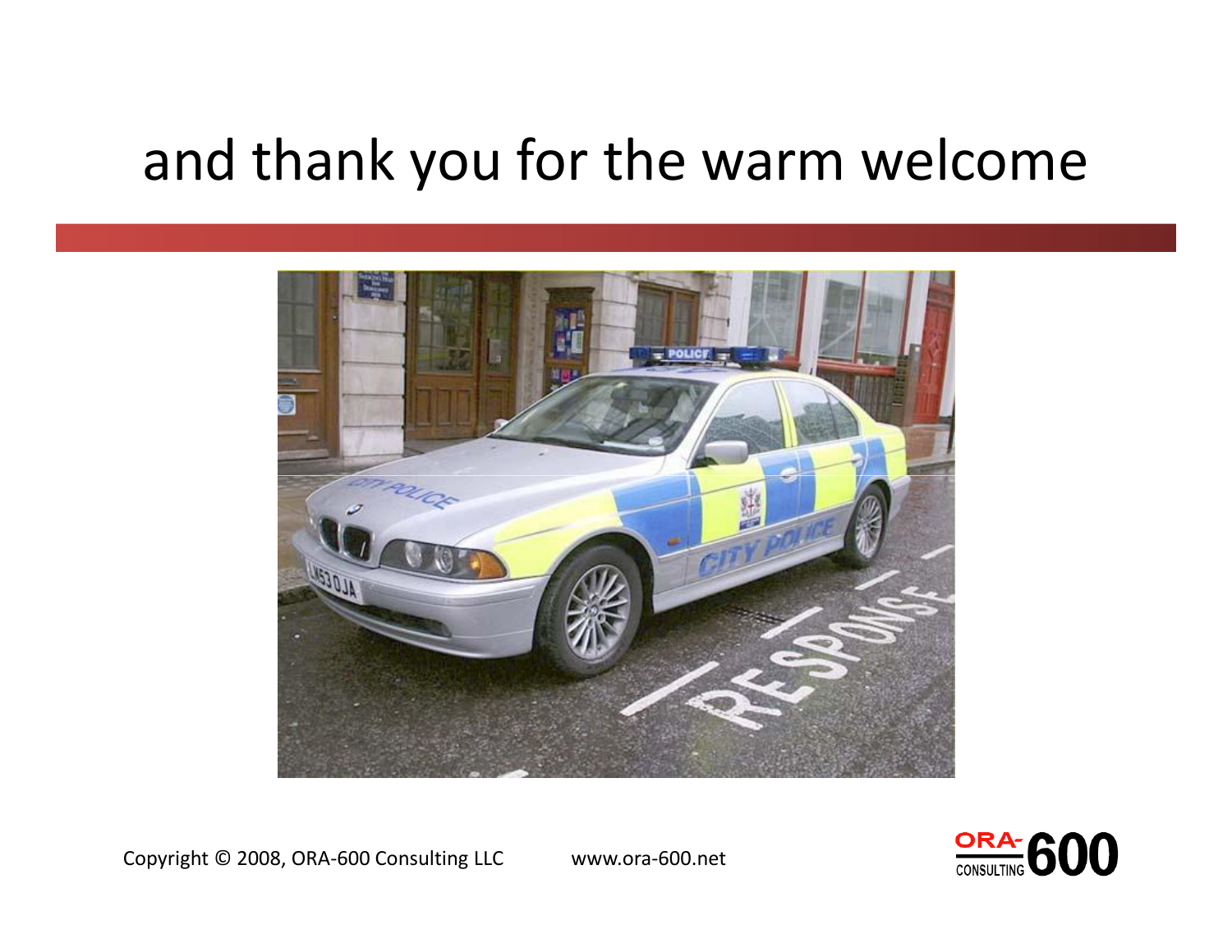# and thank you for the warm welcome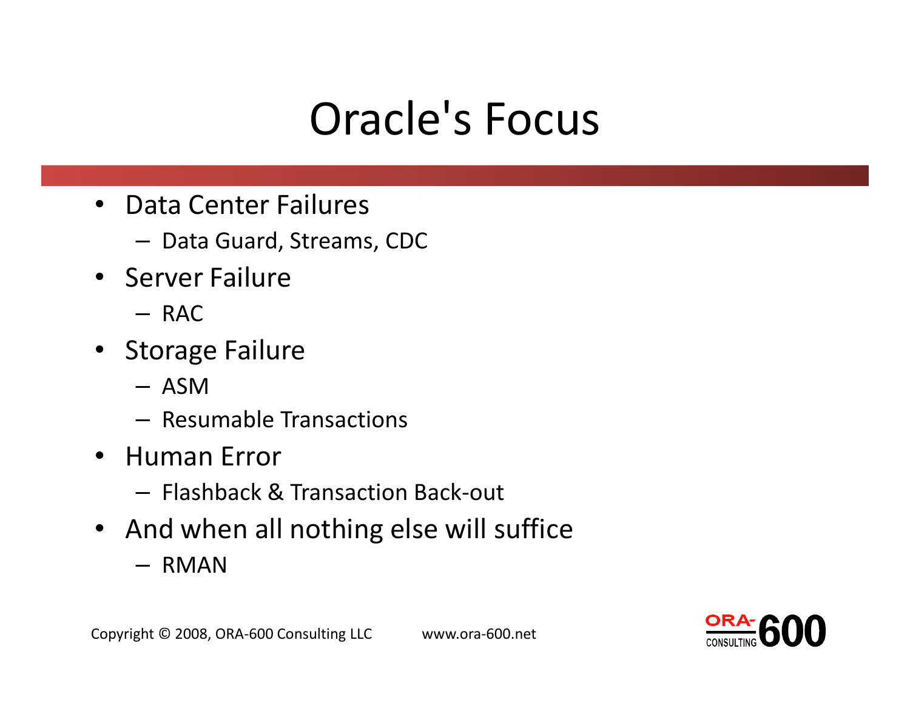# Oracle's Focus

- Data Center Failures
  - Data Guard, Streams, CDC
- Server Failure
  - RAC
- Storage Failure
  - ASM
  - Resumable Transactions
- Human Error
  - Flashback & Transaction Back-out
- And when all nothing else will suffice
  - RMAN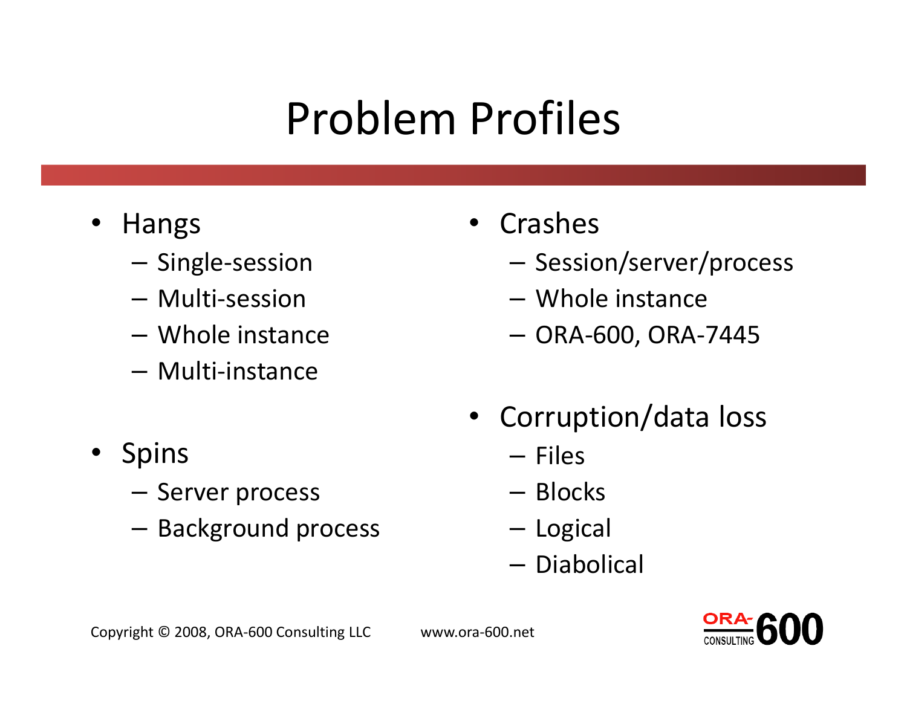# Problem Profiles

- Hangs
  - Single-session
  - Multi-session
  - Whole instance
  - Multi-instance
- Spins
  - Server process
  - Background process
- Crashes
  - Session/server/process
  - Whole instance
  - ORA-600, ORA-7445
- Corruption/data loss
  - Files
  - Blocks
  - Logical
  - Diabolical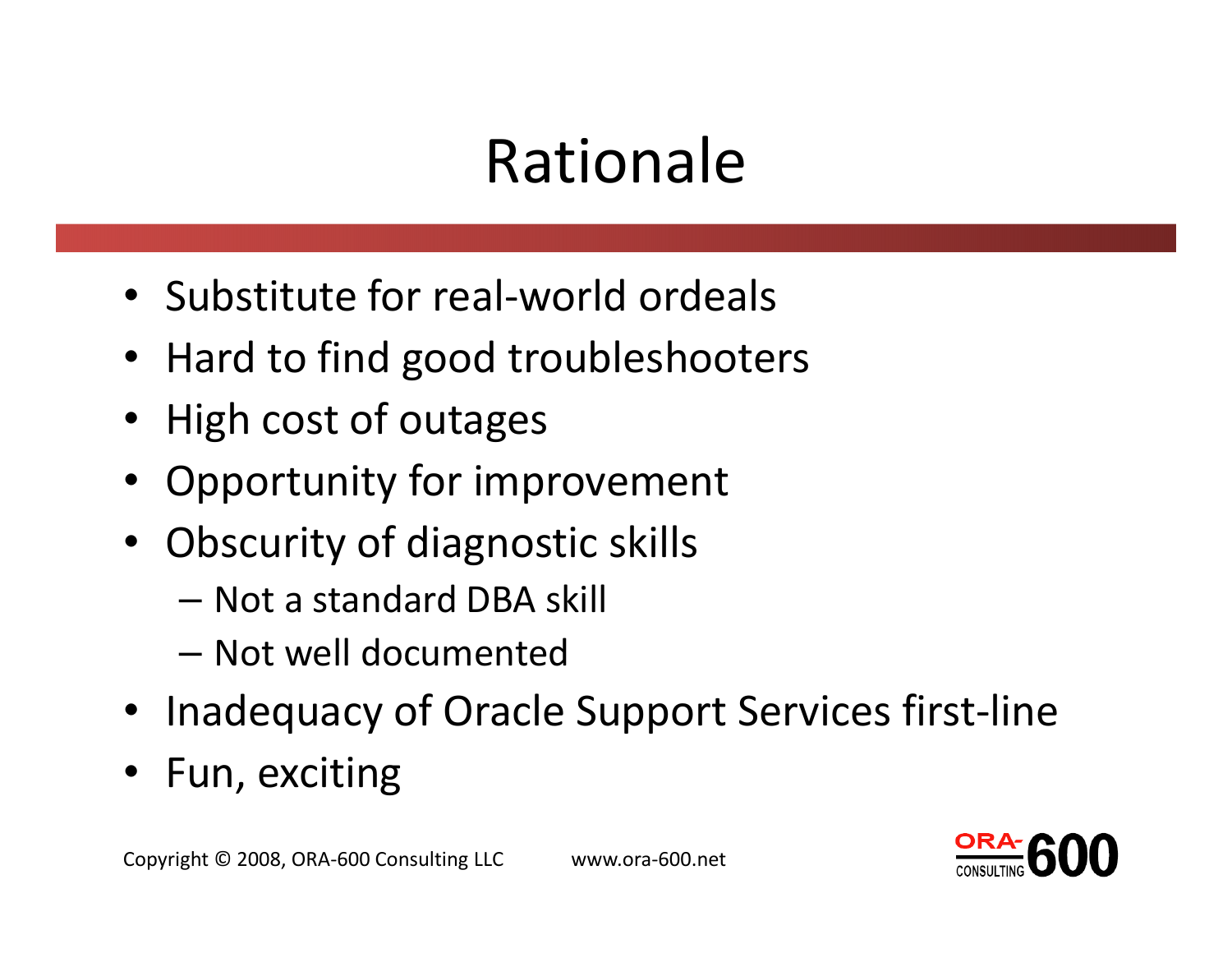# Rationale

- Substitute for real-world ordeals
- Hard to find good troubleshooters
- High cost of outages
- Opportunity for improvement
- Obscurity of diagnostic skills
  - Not a standard DBA skill
  - Not well documented
- Inadequacy of Oracle Support Services first-line
- Fun, exciting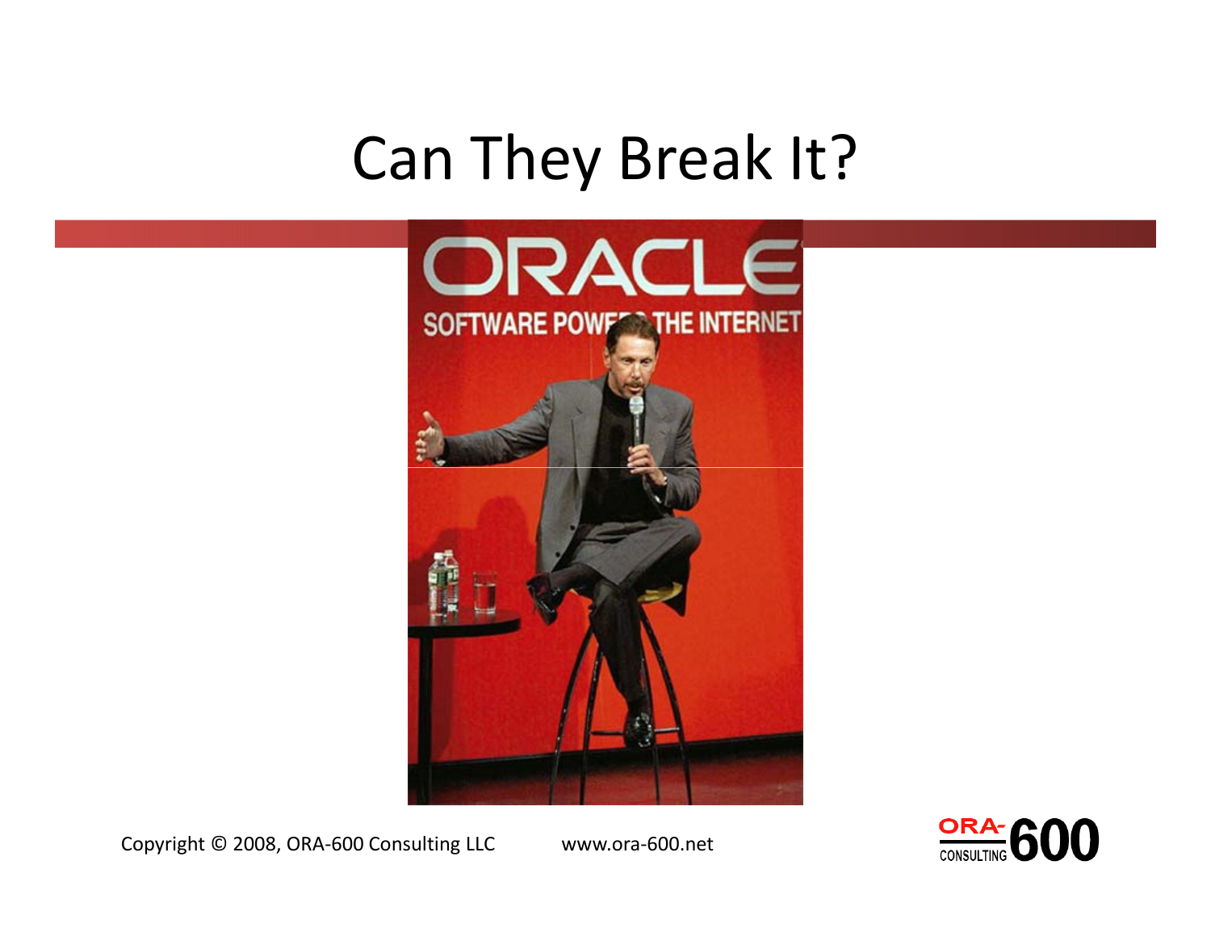# Can They Break It?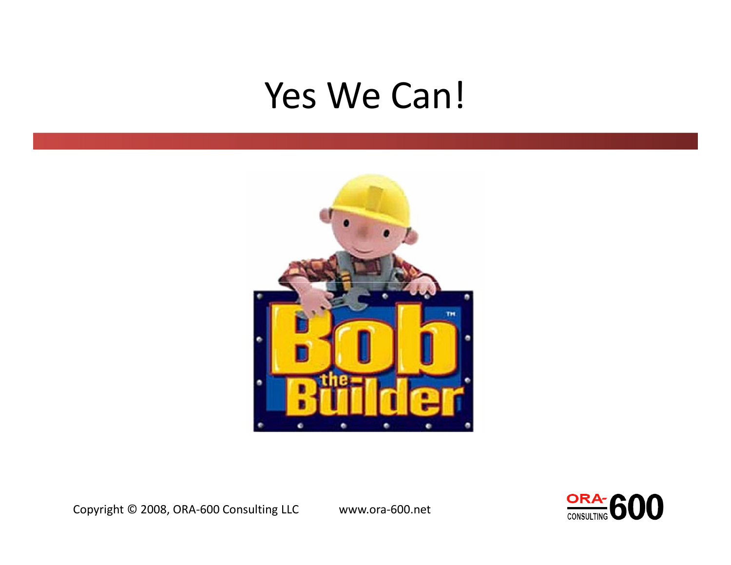# Yes We Can!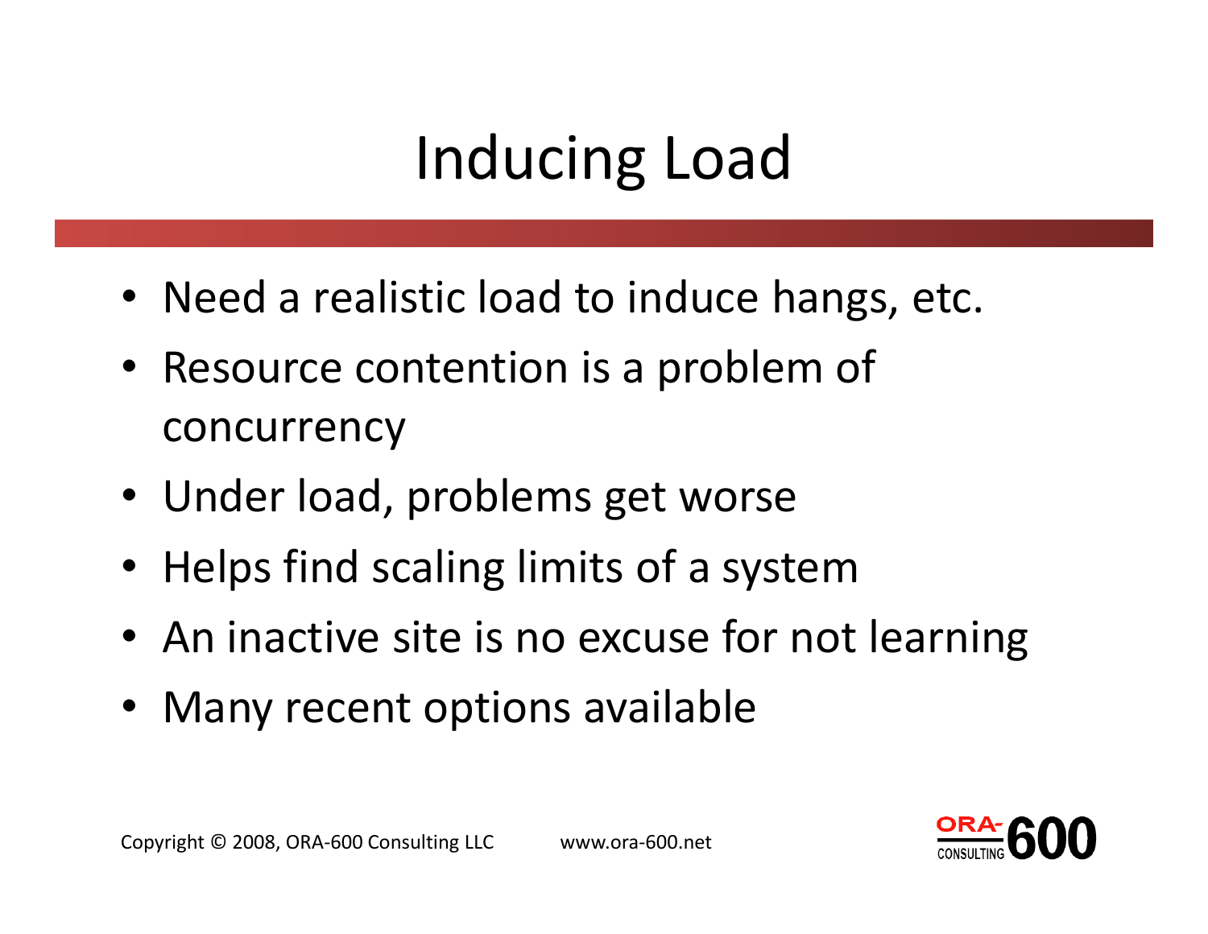# Inducing Load

- Need a realistic load to induce hangs, etc.
- Resource contention is a problem of concurrency
- Under load, problems get worse
- Helps find scaling limits of a system
- An inactive site is no excuse for not learning
- Many recent options available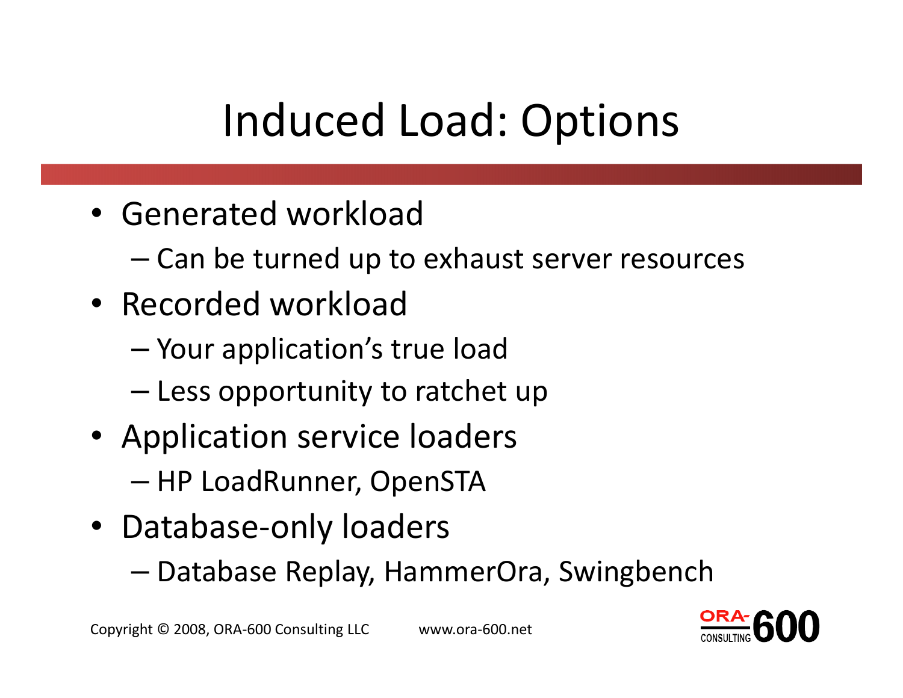# Induced Load: Options

- Generated workload
  - Can be turned up to exhaust server resources
- Recorded workload
  - Your application's true load
  - Less opportunity to ratchet up
- Application service loaders
  - HP LoadRunner, OpenSTA
- Database-only loaders
  - Database Replay, HammerOra, Swingbench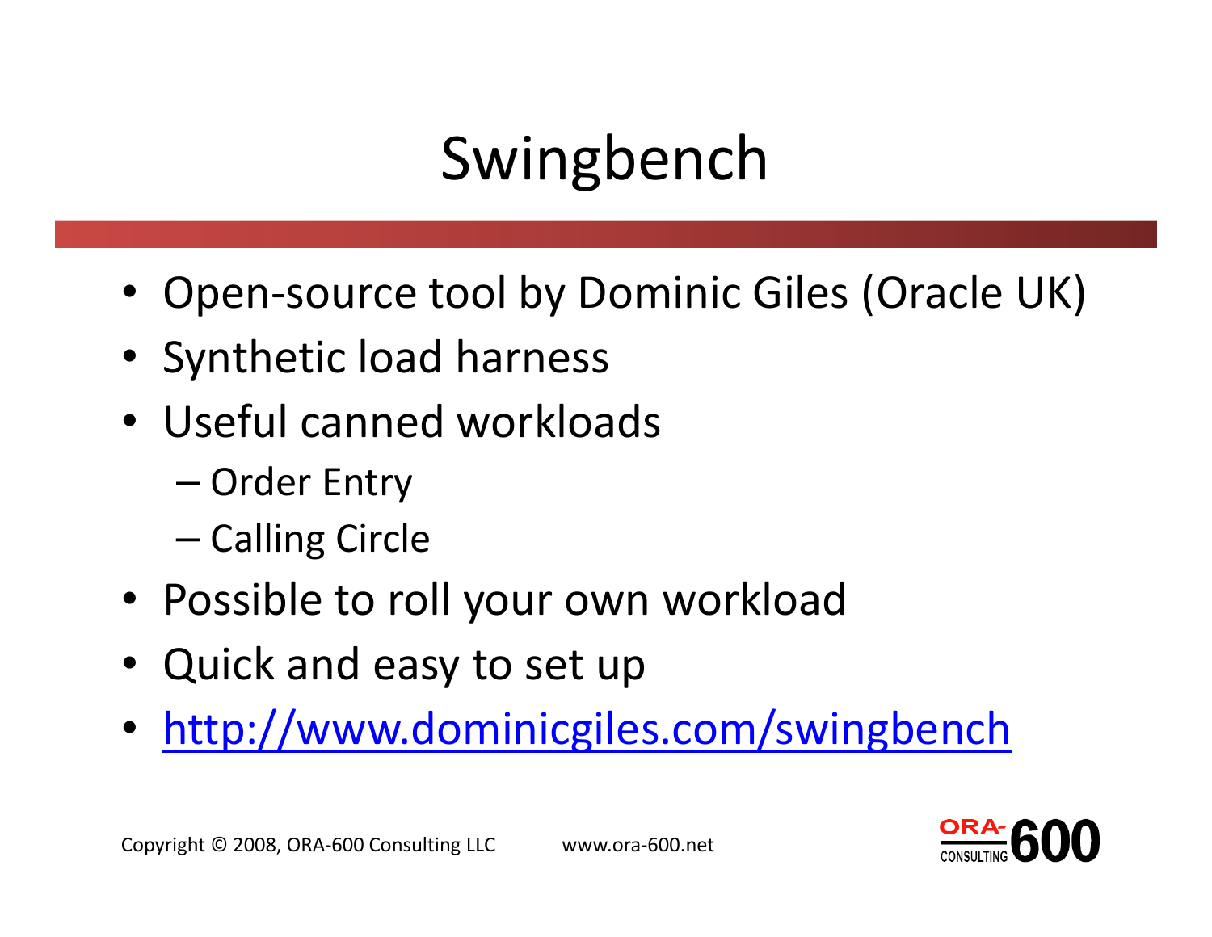# Swingbench

- Open-source tool by Dominic Giles (Oracle UK)
- Synthetic load harness
- Useful canned workloads
  - Order Entry
  - Calling Circle
- Possible to roll your own workload
- Quick and easy to set up
- [http://www.dominicgiles.com/swingbench](http://www.dominicgiles.com/swingbench)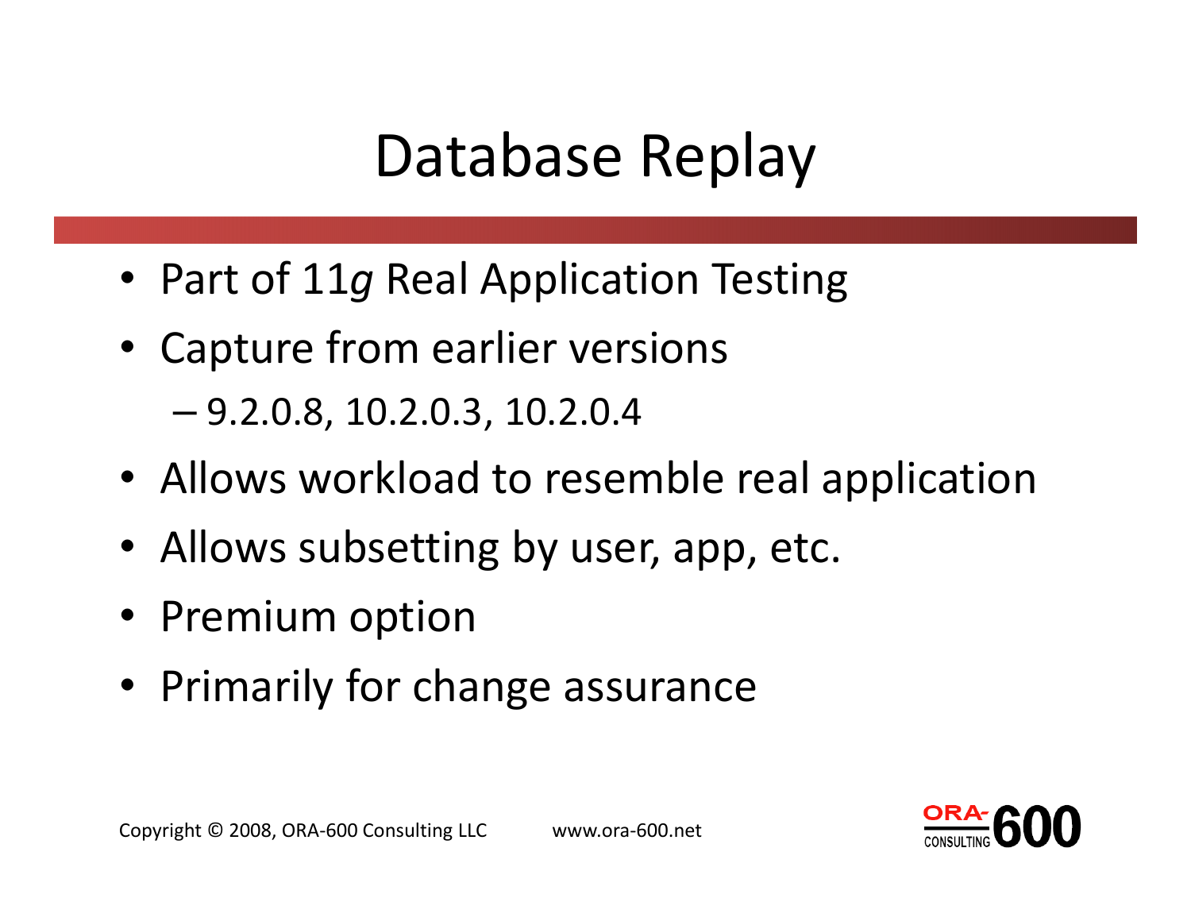# Database Replay

- Part of 11*g* Real Application Testing
- Capture from earlier versions
  - 9.2.0.8, 10.2.0.3, 10.2.0.4
- Allows workload to resemble real application
- Allows subsetting by user, app, etc.
- Premium option
- Primarily for change assurance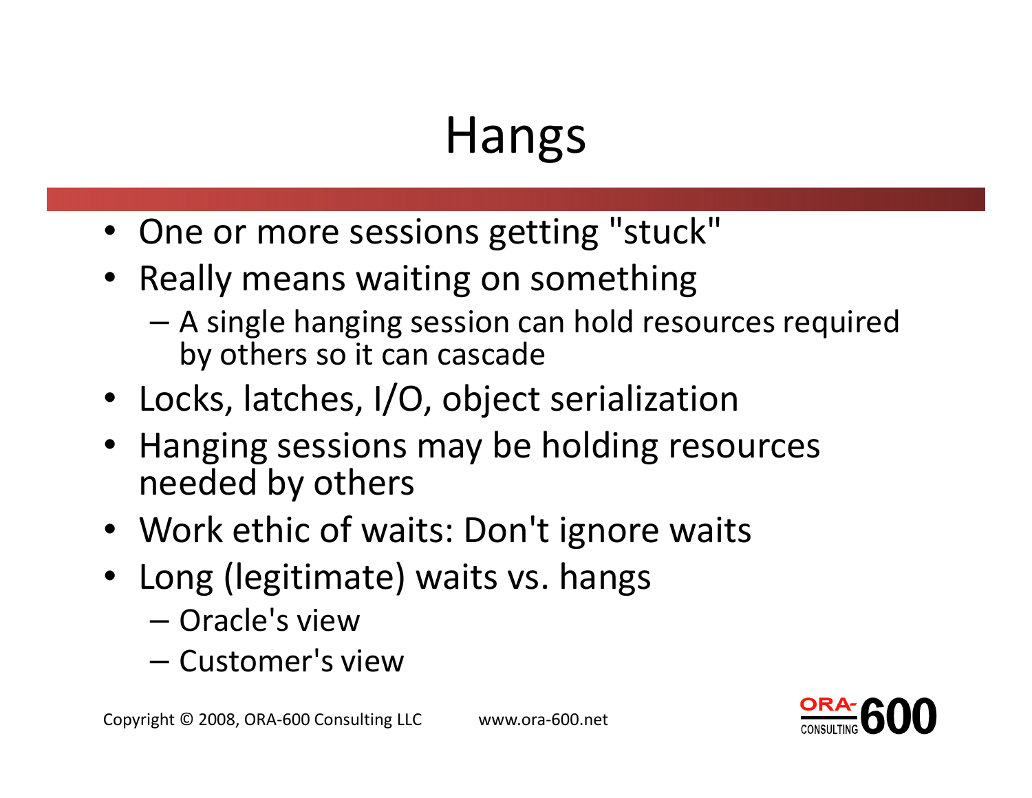# Hangs

- One or more sessions getting "stuck"
- Really means waiting on something
  - A single hanging session can hold resources required by others so it can cascade
- Locks, latches, I/O, object serialization
- Hanging sessions may be holding resources needed by others
- Work ethic of waits: Don't ignore waits
- Long (legitimate) waits vs. hangs
  - Oracle's view
  - Customer's view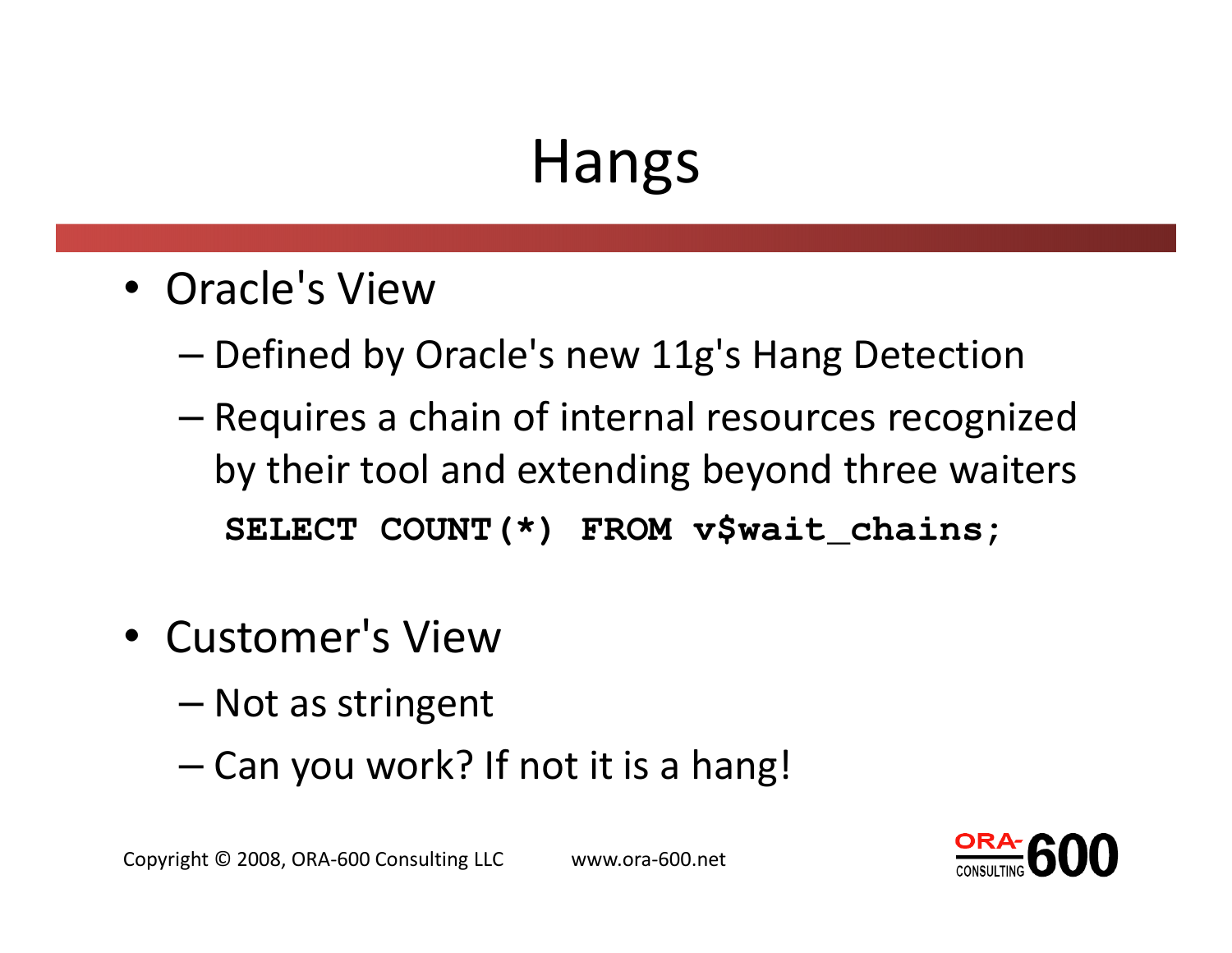# Hangs

- Oracle's View
  - Defined by Oracle's new 11g's Hang Detection
  - Requires a chain of internal resources recognized by their tool and extending beyond three waiters

```
SELECT COUNT(*) FROM v$wait_chains;
```

- Customer's View
  - Not as stringent
  - Can you work? If not it is a hang!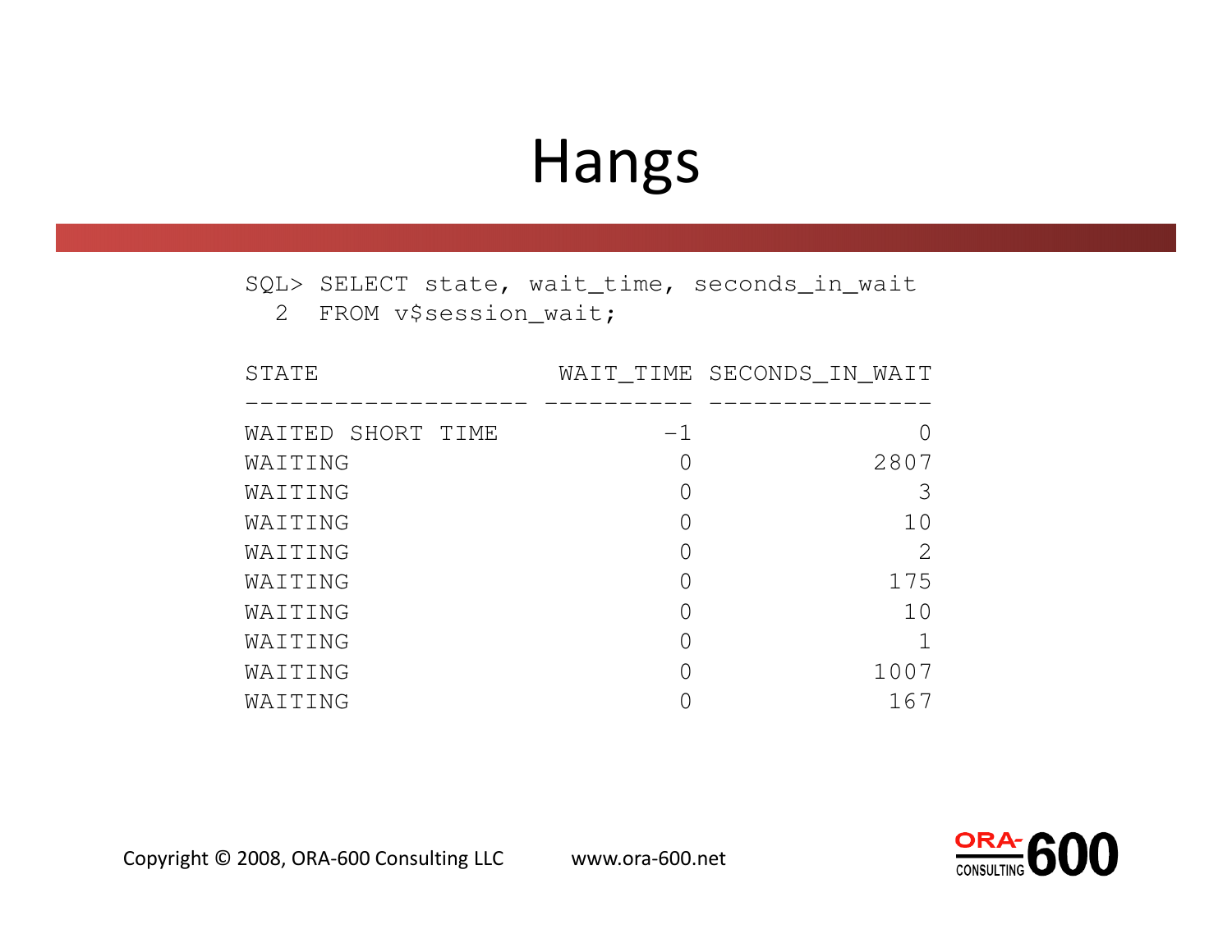# Hangs

```
SQL> SELECT state, wait_time, seconds_in_wait
  2  FROM v$session_wait;

STATE                 WAIT_TIME SECONDS_IN_WAIT
------------------- ---------- ---------------
WAITED SHORT TIME           -1               0
WAITING                      0            2807
WAITING                      0               3
WAITING                      0              10
WAITING                      0               2
WAITING                      0             175
WAITING                      0              10
WAITING                      0               1
WAITING                      0            1007
WAITING                      0             167
```

Copyright © 2008, ORA-600 Consulting LLC www.ora-600.net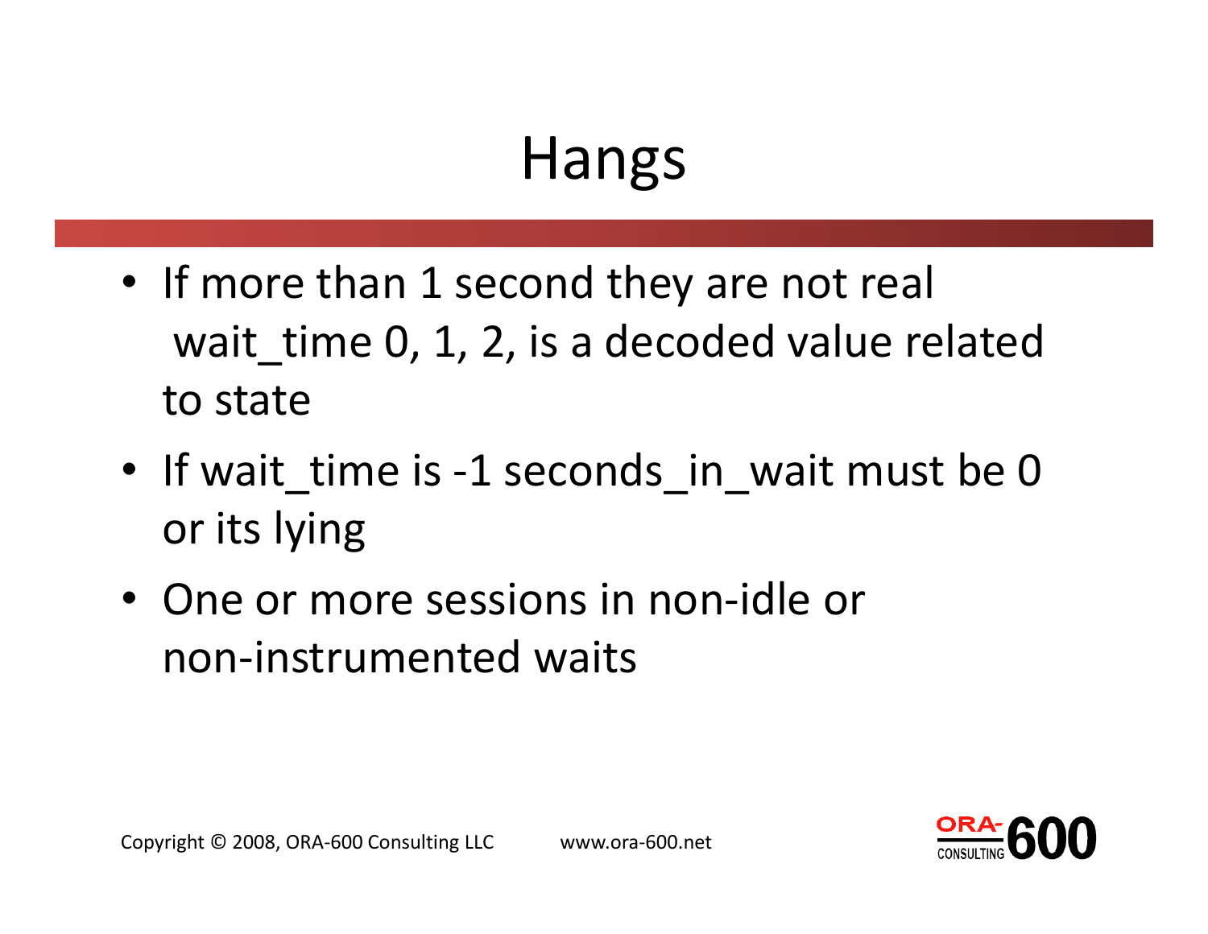# Hangs

- If more than 1 second they are not real wait_time 0, 1, 2, is a decoded value related to state
- If wait_time is -1 seconds_in_wait must be 0 or its lying
- One or more sessions in non-idle or non-instrumented waits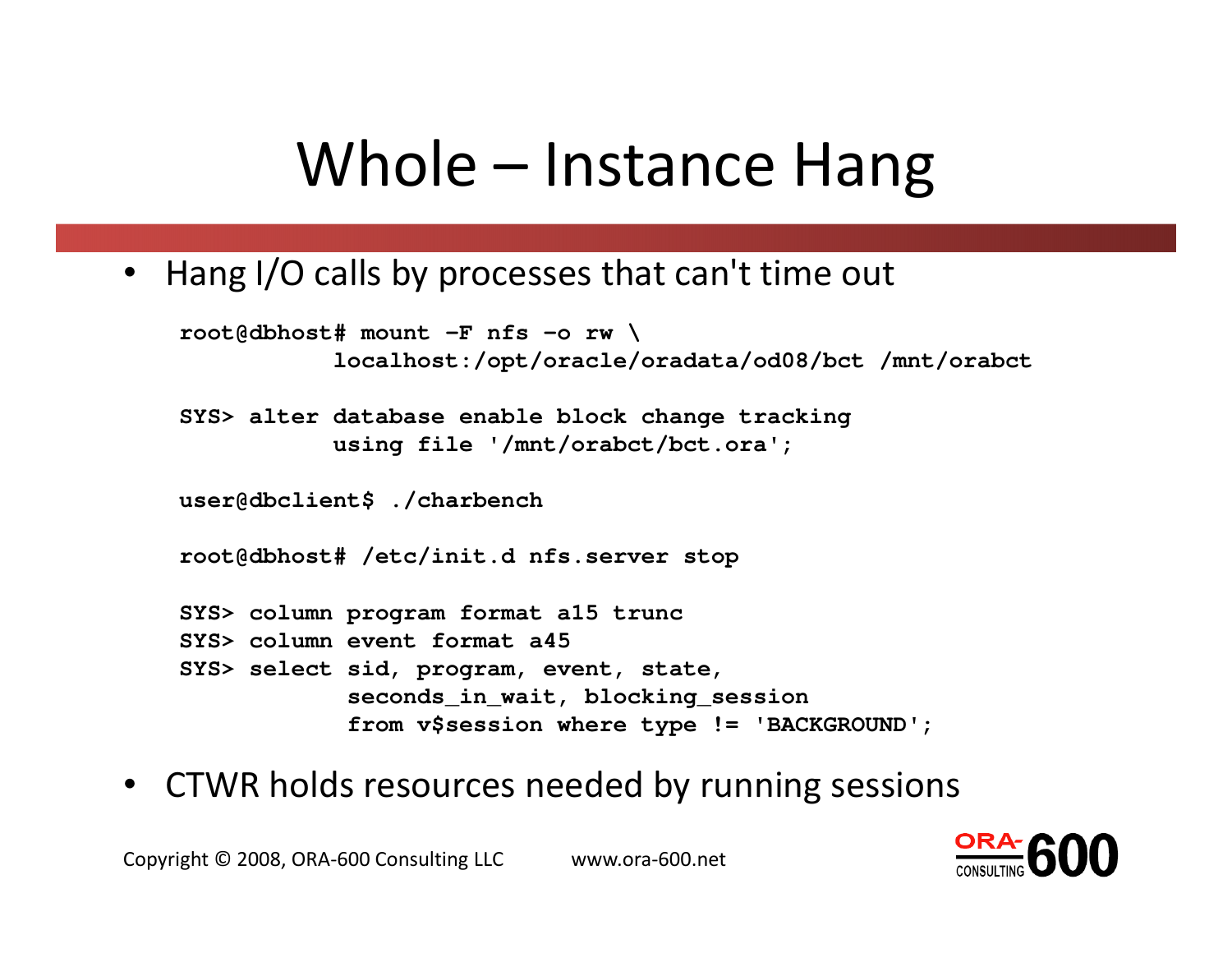# Whole – Instance Hang

- Hang I/O calls by processes that can't time out

```
root@dbhost# mount –F nfs –o rw \
          localhost:/opt/oracle/oradata/od08/bct /mnt/orabct

SYS> alter database enable block change tracking
          using file '/mnt/orabct/bct.ora';

user@dbclient$ ./charbench

root@dbhost# /etc/init.d nfs.server stop

SYS> column program format a15 trunc
SYS> column event format a45
SYS> select sid, program, event, state,
           seconds_in_wait, blocking_session
           from v$session where type != 'BACKGROUND';
```

- CTWR holds resources needed by running sessions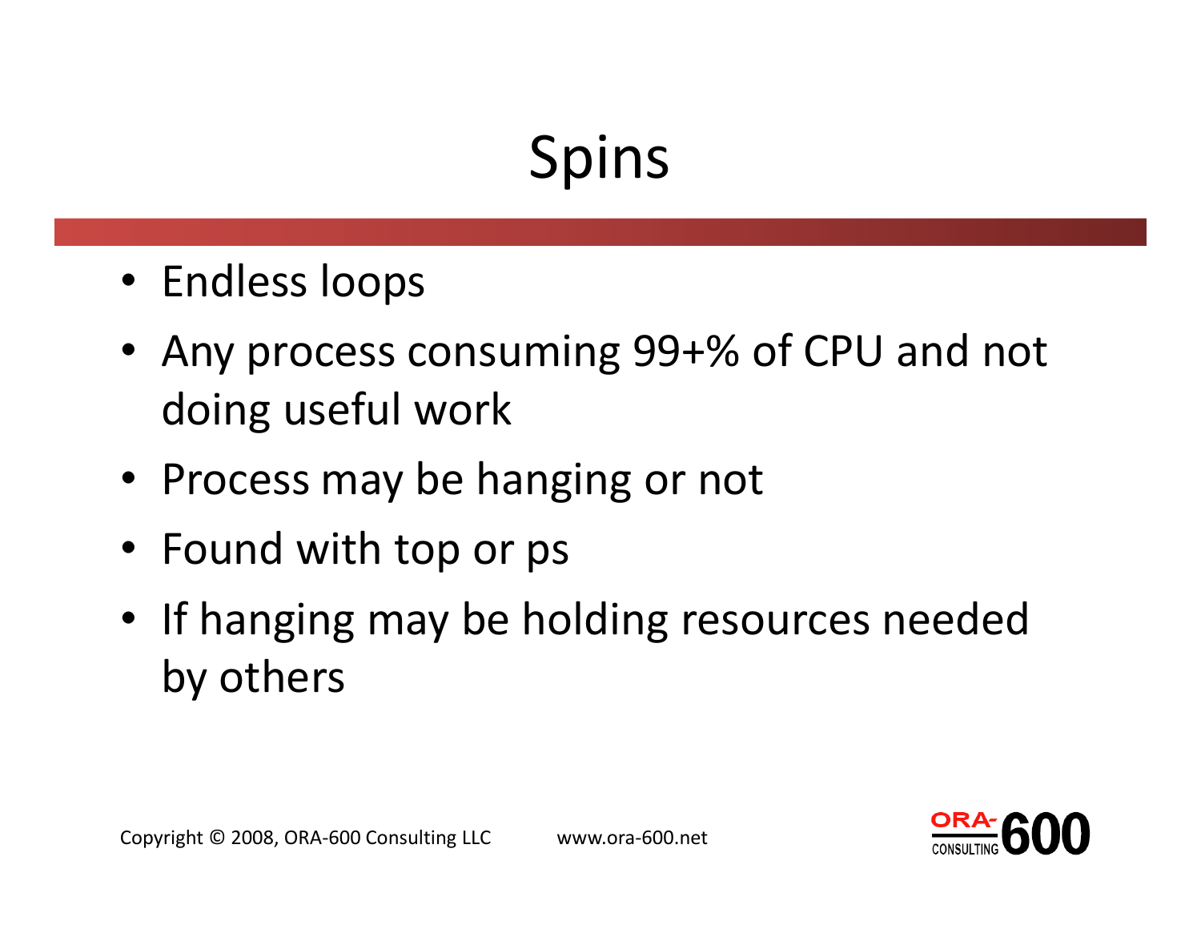# Spins

- Endless loops
- Any process consuming 99+% of CPU and not doing useful work
- Process may be hanging or not
- Found with top or ps
- If hanging may be holding resources needed by others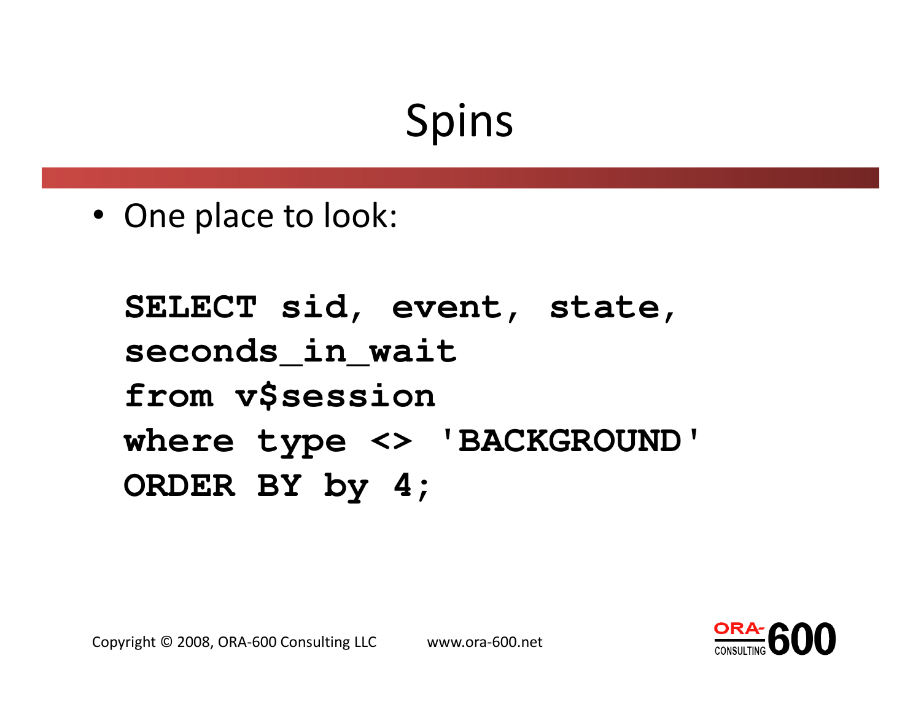# Spins

- One place to look:

```
SELECT sid, event, state,
seconds_in_wait
from v$session
where type <> 'BACKGROUND'
ORDER BY by 4;
```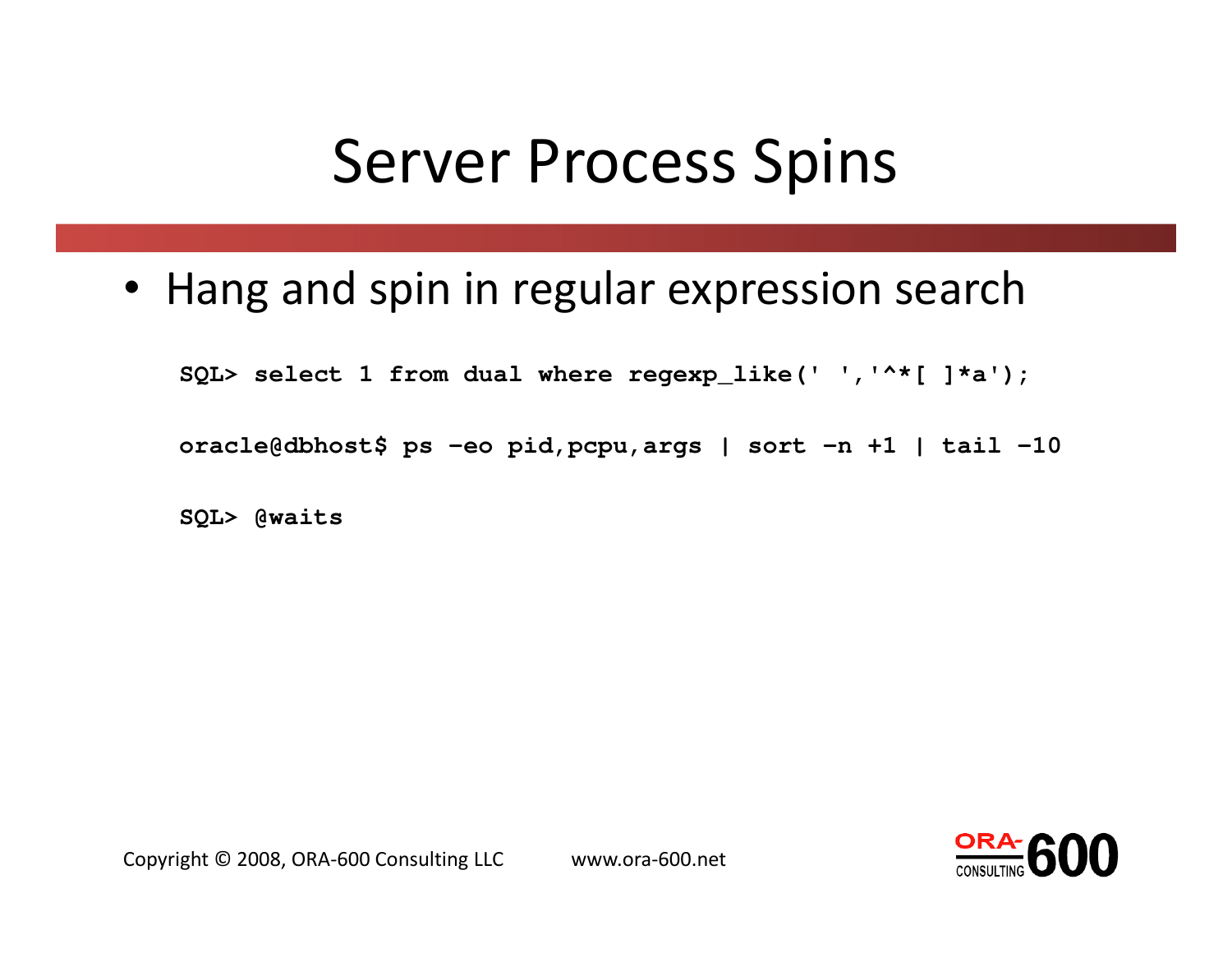# Server Process Spins

- Hang and spin in regular expression search

```
SQL> select 1 from dual where regexp_like(' ','^*[ ]*a');

oracle@dbhost$ ps -eo pid,pcpu,args | sort -n +1 | tail -10

SQL> @waits
```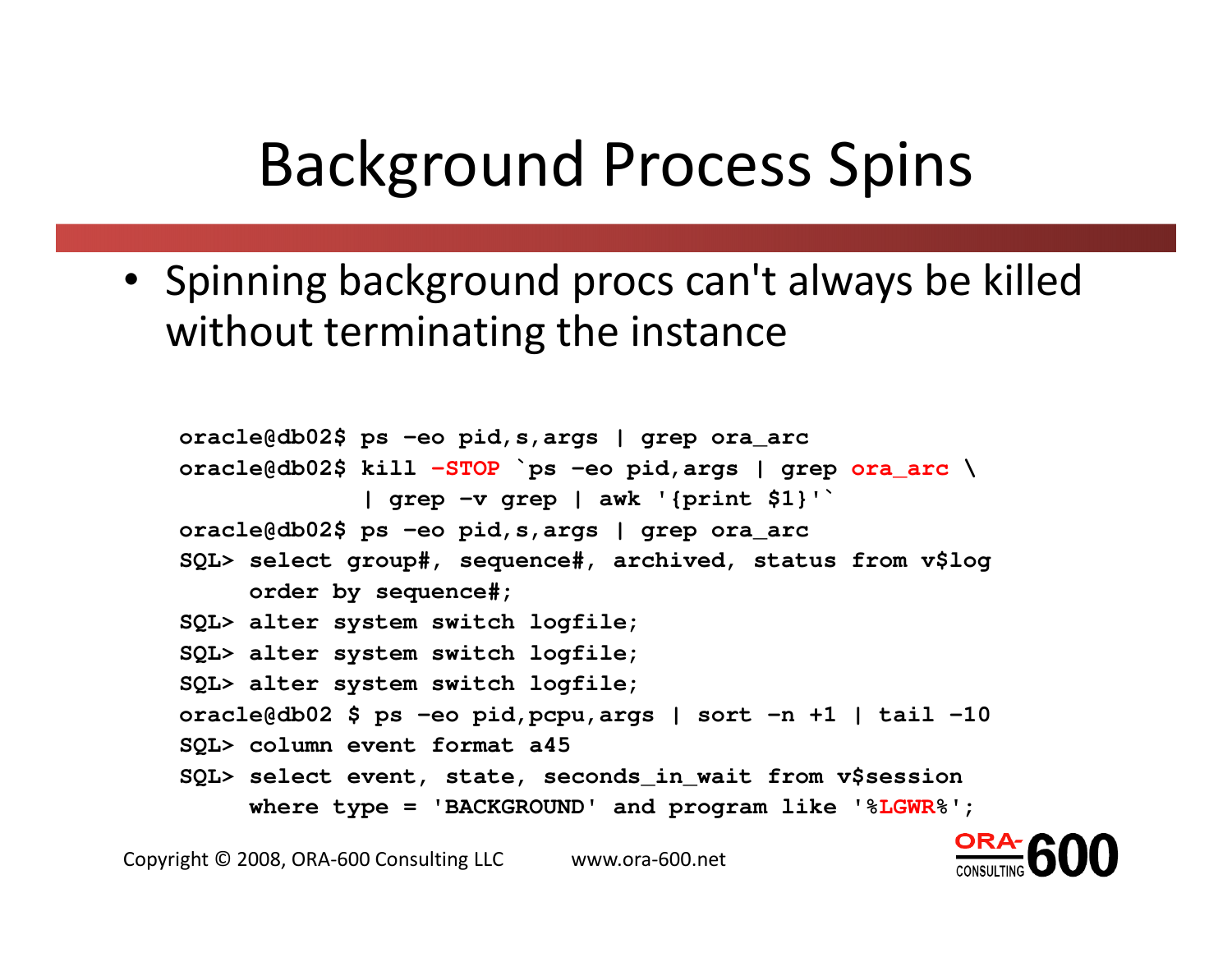# Background Process Spins

- Spinning background procs can't always be killed without terminating the instance

```
oracle@db02$ ps -eo pid,s,args | grep ora_arc
oracle@db02$ kill -STOP `ps -eo pid,args | grep ora_arc \
             | grep -v grep | awk '{print $1}'`
oracle@db02$ ps -eo pid,s,args | grep ora_arc
SQL> select group#, sequence#, archived, status from v$log
     order by sequence#;
SQL> alter system switch logfile;
SQL> alter system switch logfile;
SQL> alter system switch logfile;
oracle@db02 $ ps -eo pid,pcpu,args | sort -n +1 | tail -10
SQL> column event format a45
SQL> select event, state, seconds_in_wait from v$session
     where type = 'BACKGROUND' and program like '%LGWR%';
```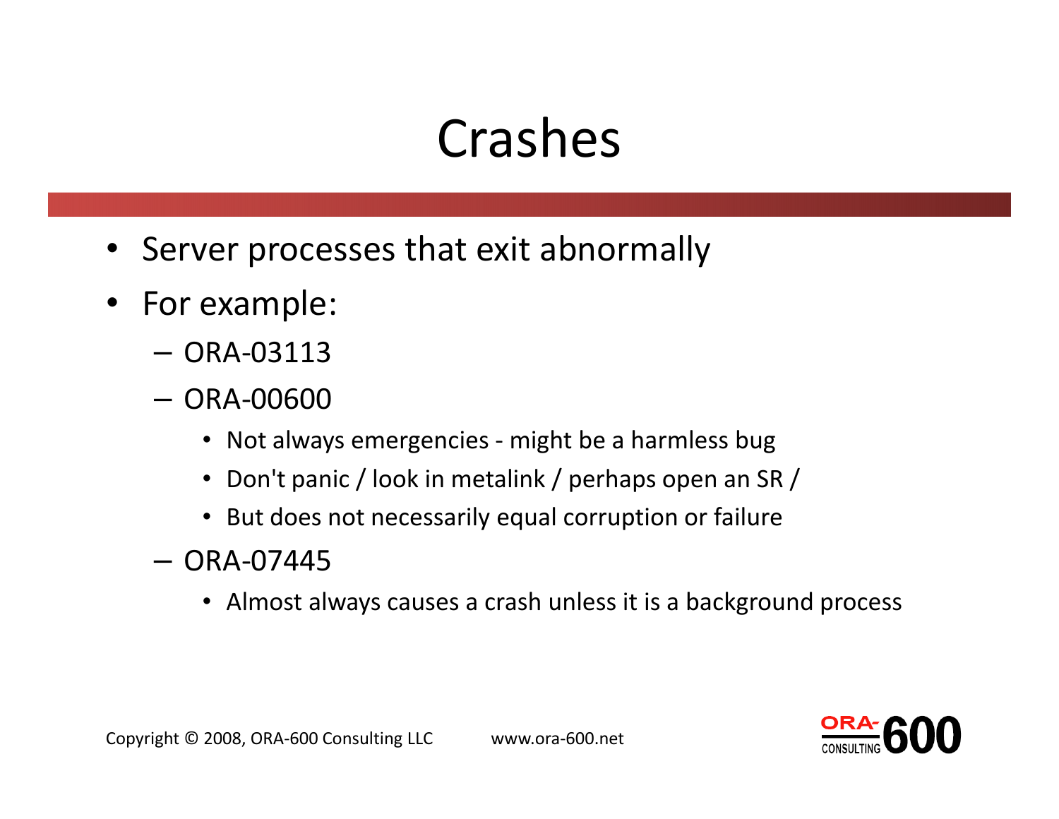# Crashes

- Server processes that exit abnormally
- For example:
  - ORA-03113
  - ORA-00600
    - Not always emergencies - might be a harmless bug
    - Don't panic / look in metalink / perhaps open an SR /
    - But does not necessarily equal corruption or failure
  - ORA-07445
    - Almost always causes a crash unless it is a background process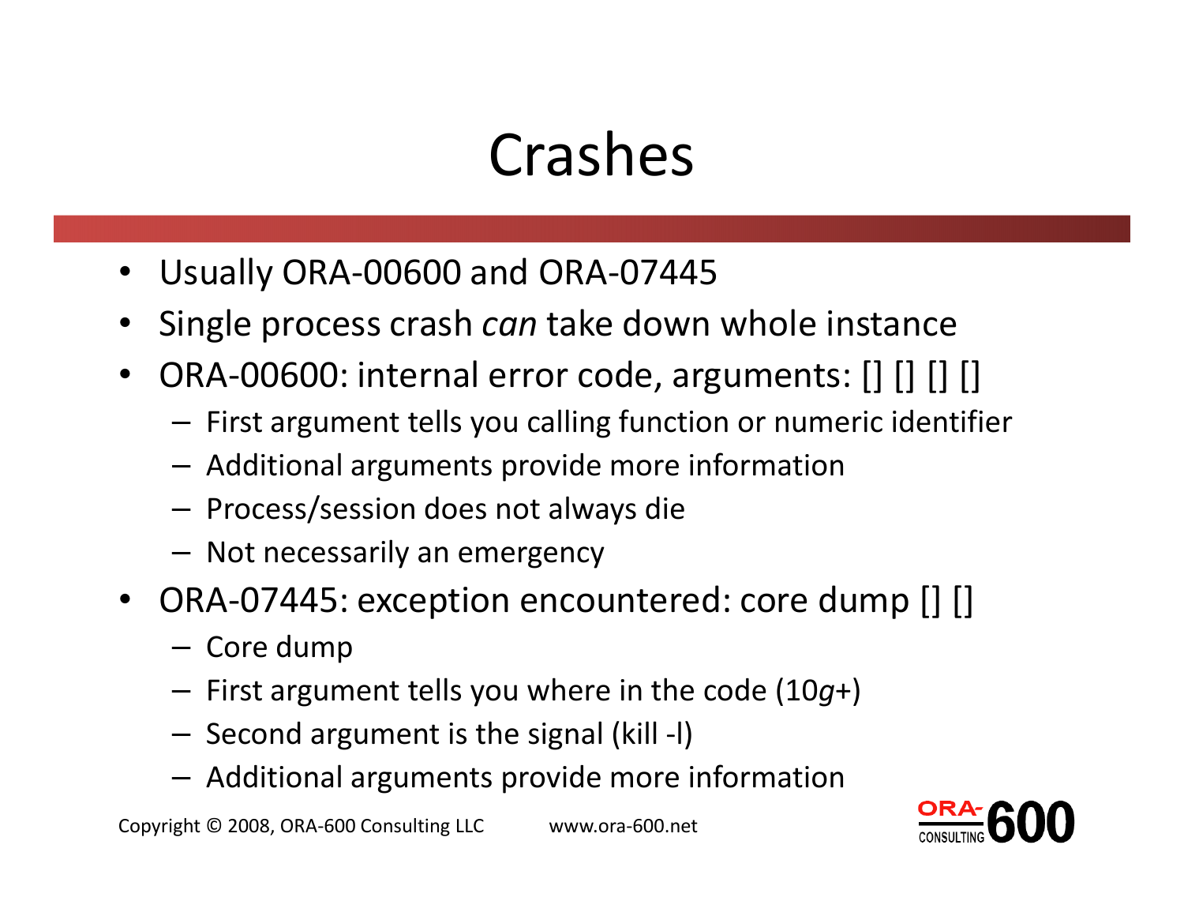# Crashes

- Usually ORA-00600 and ORA-07445
- Single process crash *can* take down whole instance
- ORA-00600: internal error code, arguments: [] [] [] []
  - First argument tells you calling function or numeric identifier
  - Additional arguments provide more information
  - Process/session does not always die
  - Not necessarily an emergency
- ORA-07445: exception encountered: core dump [] []
  - Core dump
  - First argument tells you where in the code (10*g*+)
  - Second argument is the signal (kill -l)
  - Additional arguments provide more information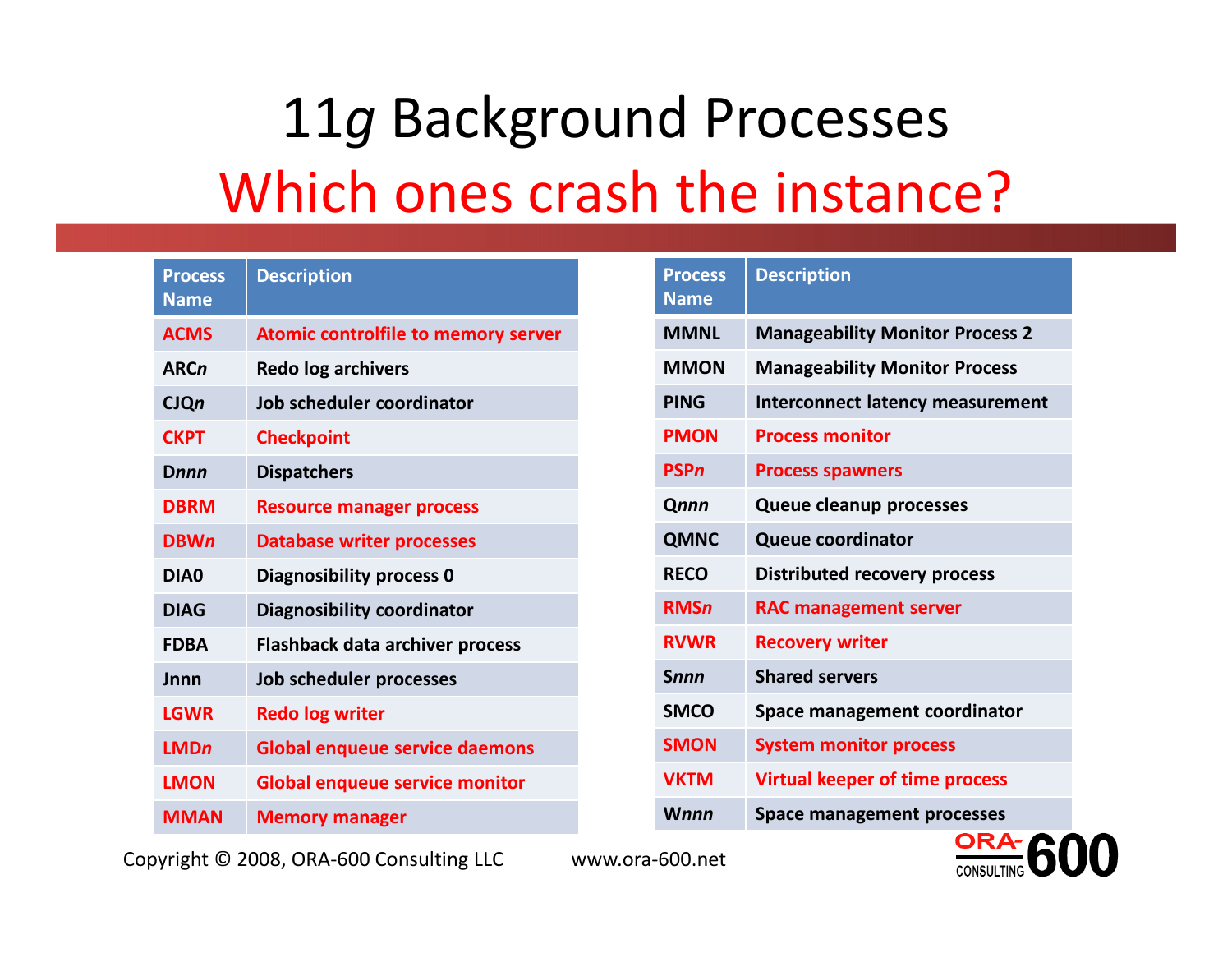# 11*g* Background Processes

## Which ones crash the instance?

| Process Name | Description |
|---|---|
| ACMS | Atomic controlfile to memory server |
| ARC*n* | Redo log archivers |
| CJQ*n* | Job scheduler coordinator |
| CKPT | Checkpoint |
| D*nnn* | Dispatchers |
| DBRM | Resource manager process |
| DBW*n* | Database writer processes |
| DIA0 | Diagnosibility process 0 |
| DIAG | Diagnosibility coordinator |
| FDBA | Flashback data archiver process |
| Jnnn | Job scheduler processes |
| LGWR | Redo log writer |
| LMD*n* | Global enqueue service daemons |
| LMON | Global enqueue service monitor |
| MMAN | Memory manager |

| Process Name | Description |
|---|---|
| MMNL | Manageability Monitor Process 2 |
| MMON | Manageability Monitor Process |
| PING | Interconnect latency measurement |
| PMON | Process monitor |
| PSP*n* | Process spawners |
| Q*nnn* | Queue cleanup processes |
| QMNC | Queue coordinator |
| RECO | Distributed recovery process |
| RMS*n* | RAC management server |
| RVWR | Recovery writer |
| S*nnn* | Shared servers |
| SMCO | Space management coordinator |
| SMON | System monitor process |
| VKTM | Virtual keeper of time process |
| W*nnn* | Space management processes |

Copyright © 2008, ORA-600 Consulting LLC www.ora-600.net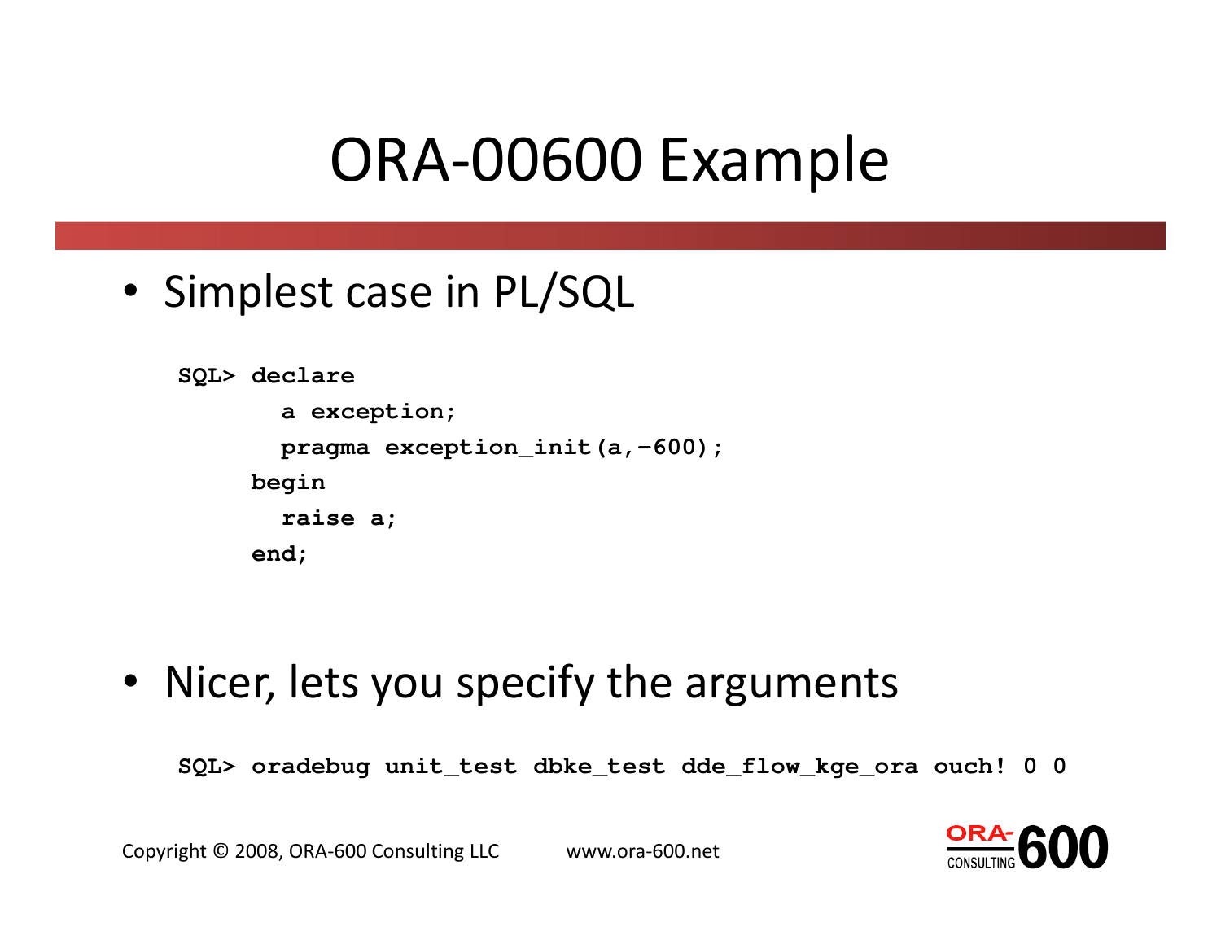# ORA-00600 Example

- Simplest case in PL/SQL

```
SQL> declare
       a exception;
       pragma exception_init(a,-600);
     begin
       raise a;
     end;
```

- Nicer, lets you specify the arguments

```
SQL> oradebug unit_test dbke_test dde_flow_kge_ora ouch! 0 0
```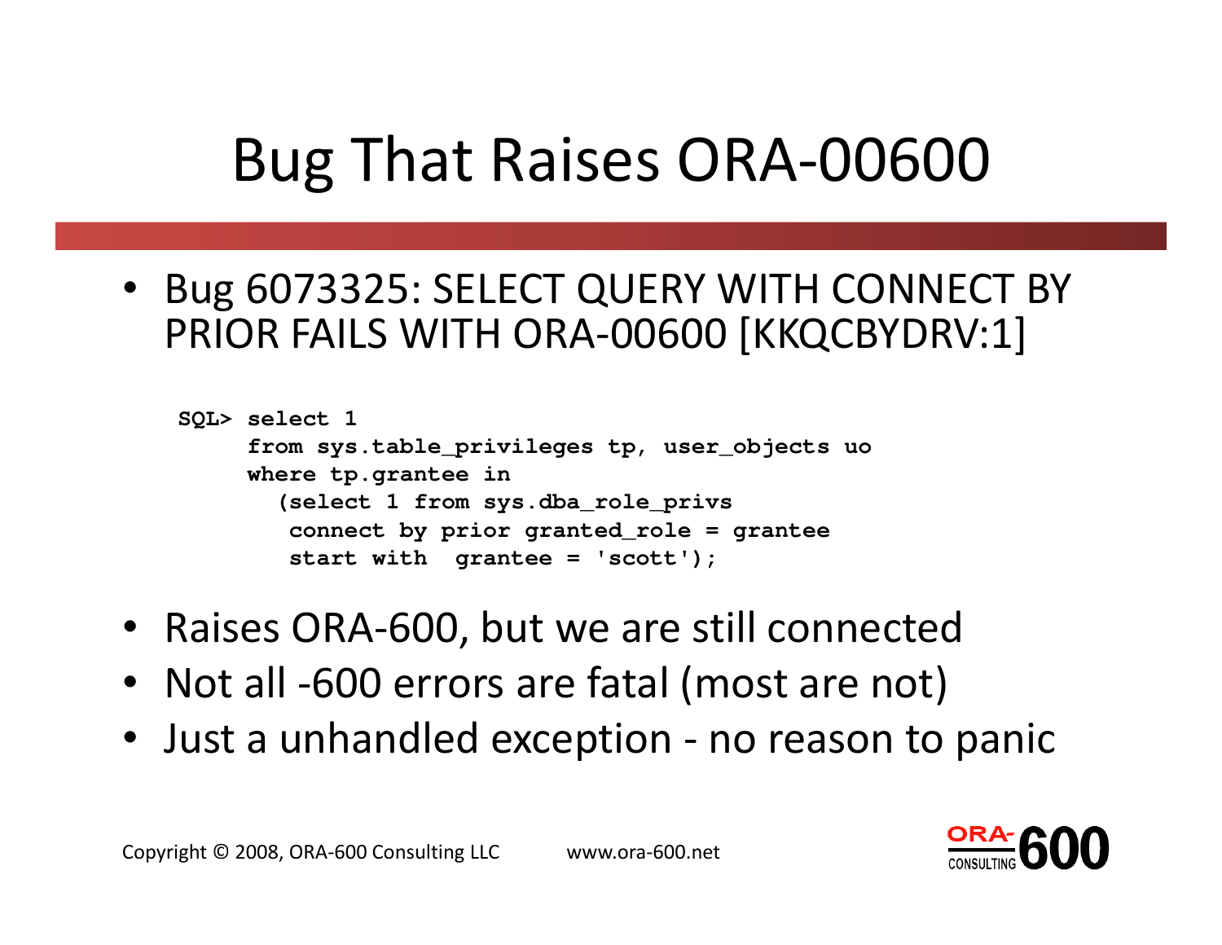# Bug That Raises ORA-00600

- Bug 6073325: SELECT QUERY WITH CONNECT BY PRIOR FAILS WITH ORA-00600 [KKQCBYDRV:1]

```
SQL> select 1
     from sys.table_privileges tp, user_objects uo
     where tp.grantee in
       (select 1 from sys.dba_role_privs
        connect by prior granted_role = grantee
        start with  grantee = 'scott');
```

- Raises ORA-600, but we are still connected
- Not all -600 errors are fatal (most are not)
- Just a unhandled exception - no reason to panic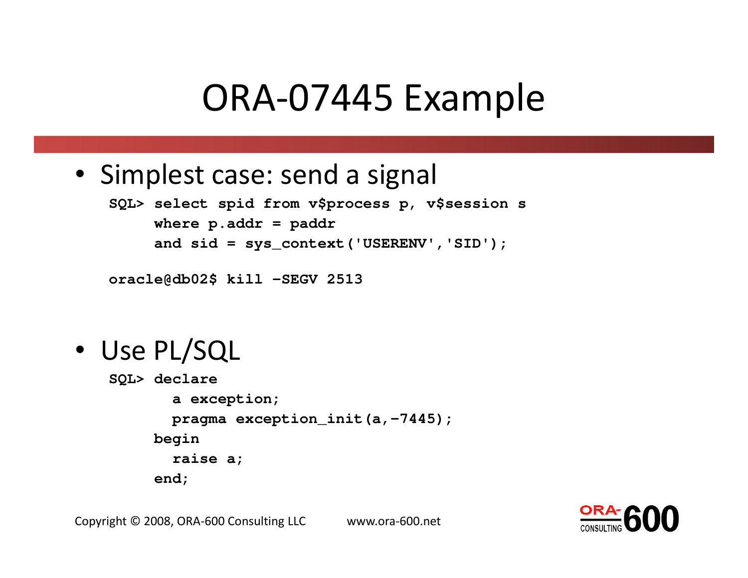# ORA-07445 Example

- Simplest case: send a signal

```
SQL> select spid from v$process p, v$session s
     where p.addr = paddr
     and sid = sys_context('USERENV','SID');

oracle@db02$ kill -SEGV 2513
```

- Use PL/SQL

```
SQL> declare
       a exception;
       pragma exception_init(a,-7445);
     begin
       raise a;
     end;
```

Copyright © 2008, ORA-600 Consulting LLC www.ora-600.net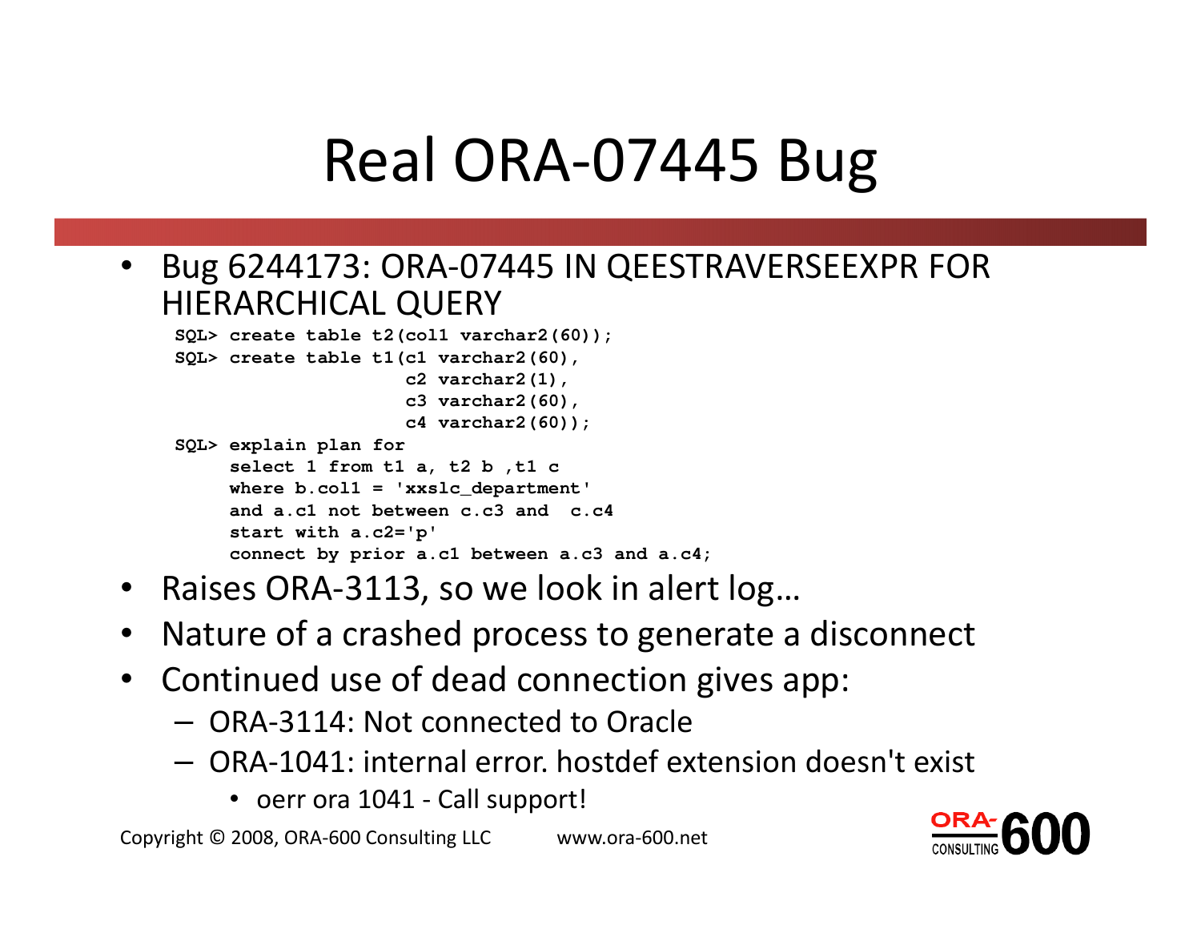# Real ORA-07445 Bug

- Bug 6244173: ORA-07445 IN QEESTRAVERSEEXPR FOR HIERARCHICAL QUERY

```
SQL> create table t2(col1 varchar2(60));
SQL> create table t1(c1 varchar2(60),
                     c2 varchar2(1),
                     c3 varchar2(60),
                     c4 varchar2(60));
SQL> explain plan for
     select 1 from t1 a, t2 b ,t1 c
     where b.col1 = 'xxslc_department'
     and a.c1 not between c.c3 and  c.c4
     start with a.c2='p'
     connect by prior a.c1 between a.c3 and a.c4;
```

- Raises ORA-3113, so we look in alert log…
- Nature of a crashed process to generate a disconnect
- Continued use of dead connection gives app:
  - ORA-3114: Not connected to Oracle
  - ORA-1041: internal error. hostdef extension doesn't exist
    - oerr ora 1041 - Call support!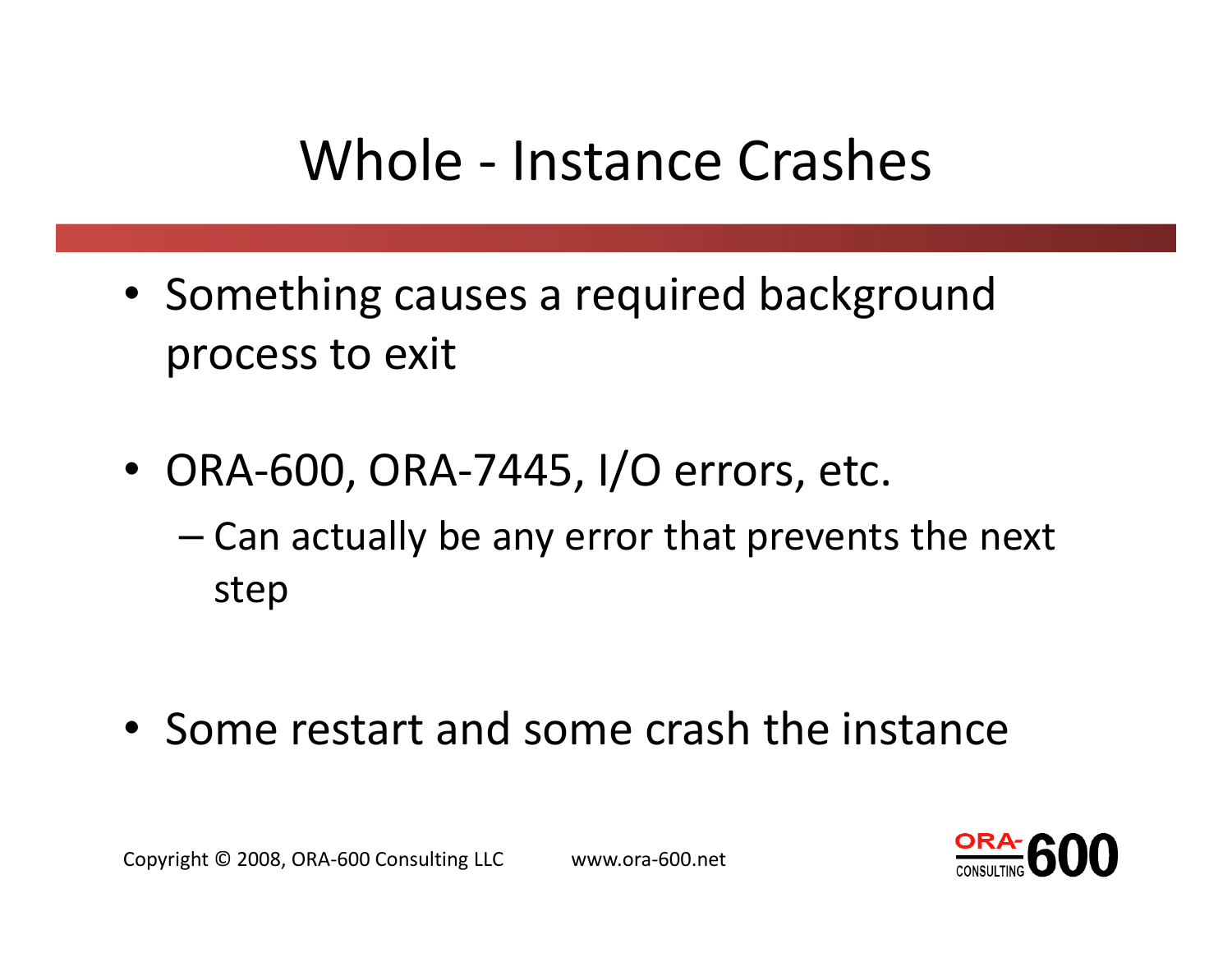# Whole - Instance Crashes

- Something causes a required background process to exit
- ORA-600, ORA-7445, I/O errors, etc.
  - Can actually be any error that prevents the next step
- Some restart and some crash the instance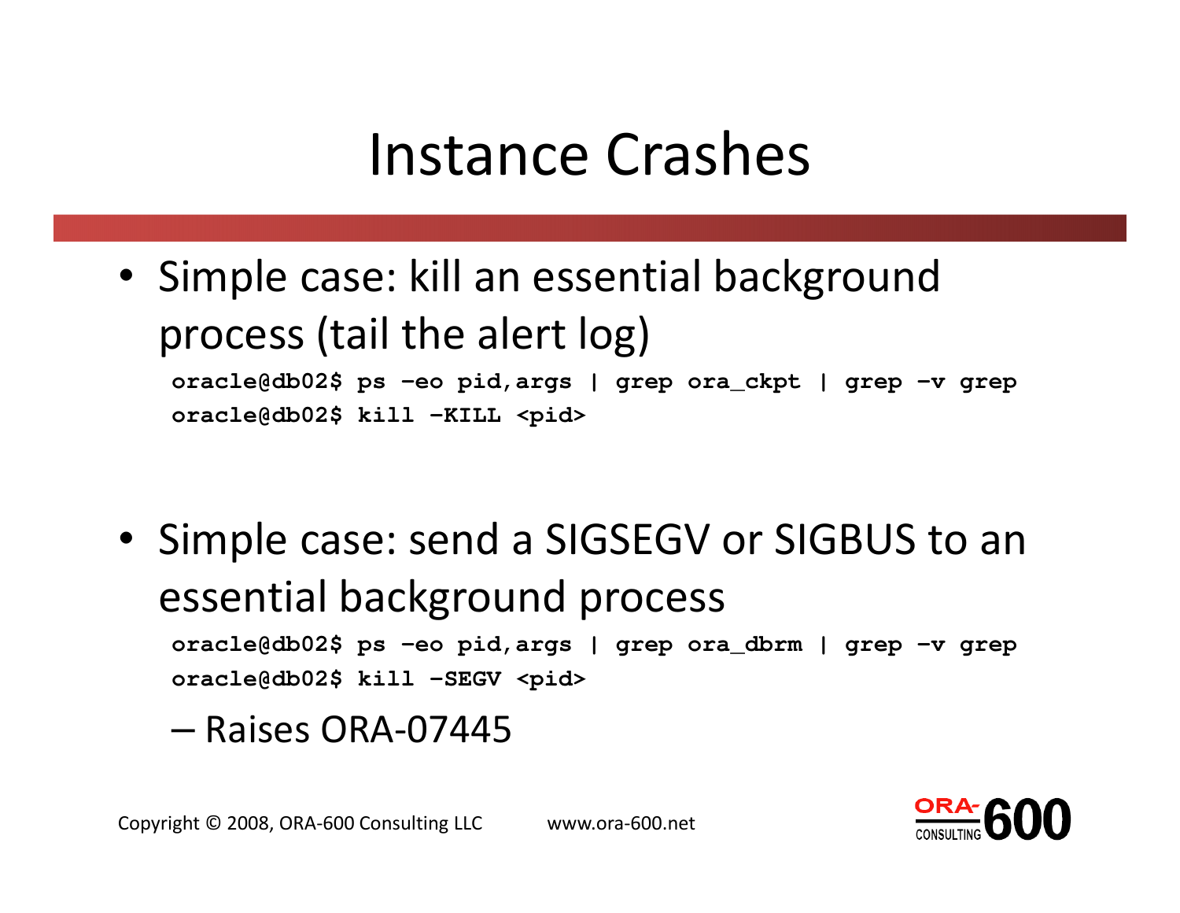# Instance Crashes

- Simple case: kill an essential background process (tail the alert log)

```
oracle@db02$ ps -eo pid,args | grep ora_ckpt | grep -v grep
oracle@db02$ kill -KILL <pid>
```

- Simple case: send a SIGSEGV or SIGBUS to an essential background process

```
oracle@db02$ ps -eo pid,args | grep ora_dbrm | grep -v grep
oracle@db02$ kill -SEGV <pid>
```

  – Raises ORA-07445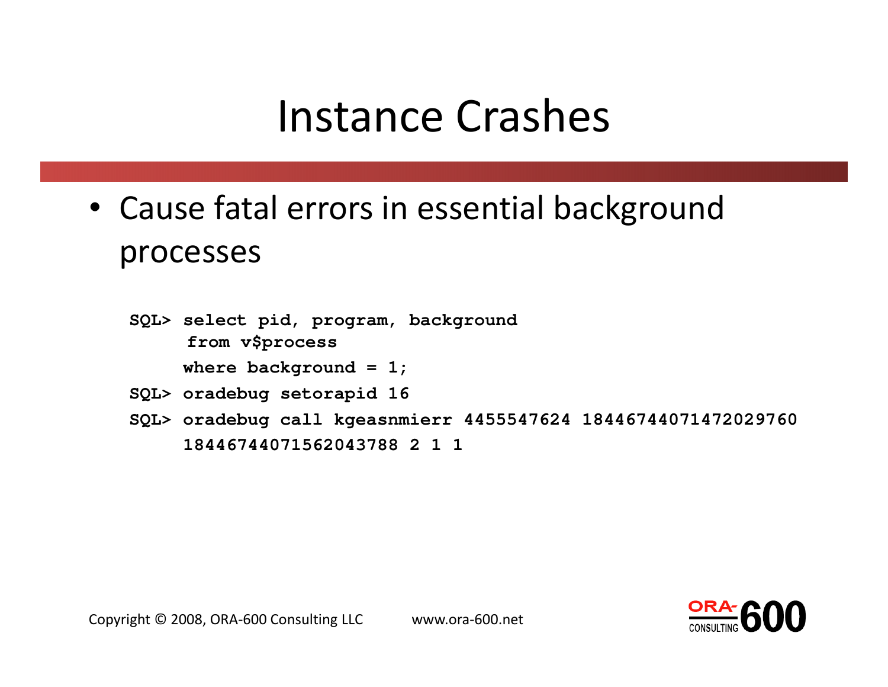# Instance Crashes

- Cause fatal errors in essential background processes

```
SQL> select pid, program, background
      from v$process
     where background = 1;
SQL> oradebug setorapid 16
SQL> oradebug call kgeasnmierr 4455547624 18446744071472029760
     18446744071562043788 2 1 1
```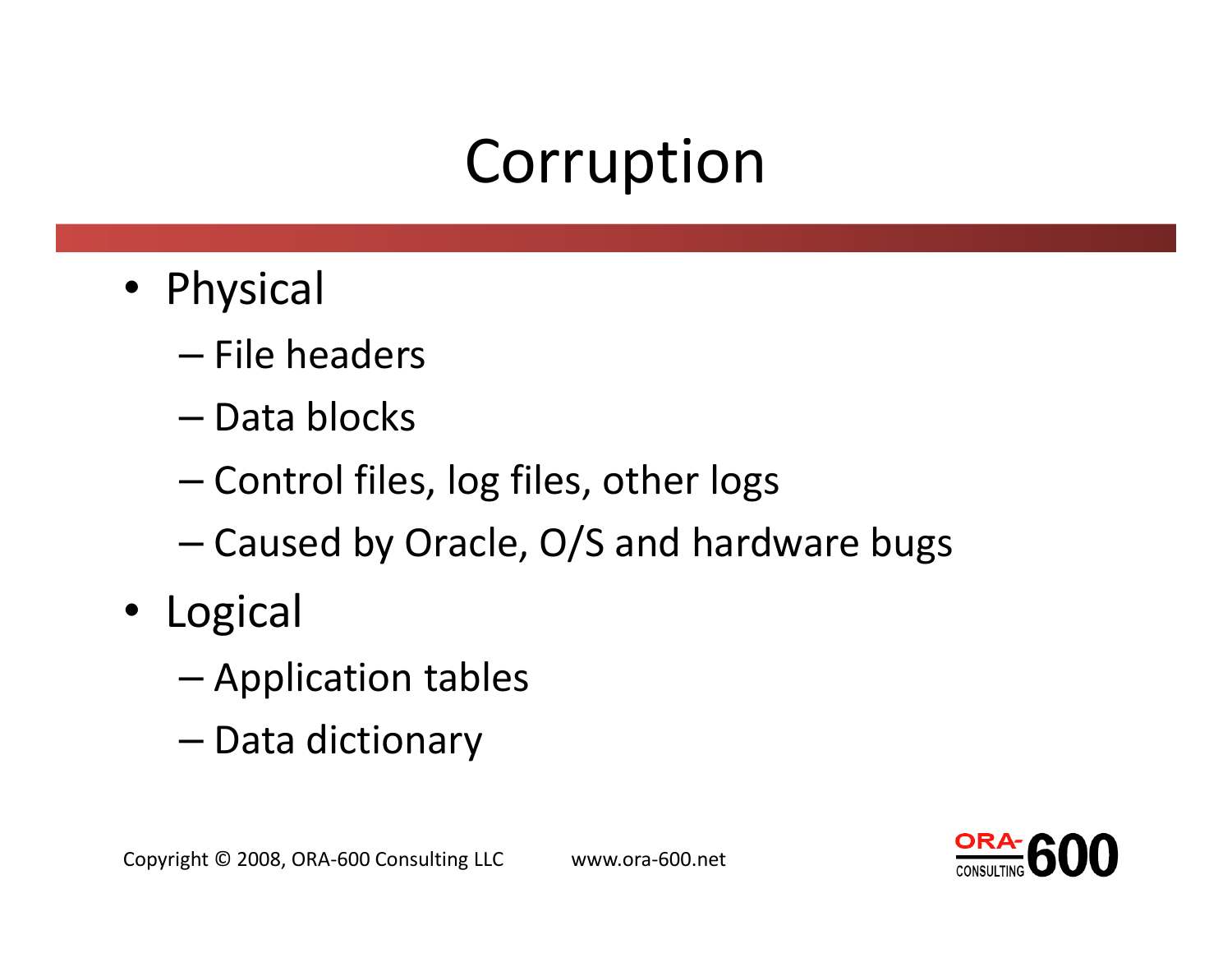# Corruption

- Physical
  - File headers
  - Data blocks
  - Control files, log files, other logs
  - Caused by Oracle, O/S and hardware bugs
- Logical
  - Application tables
  - Data dictionary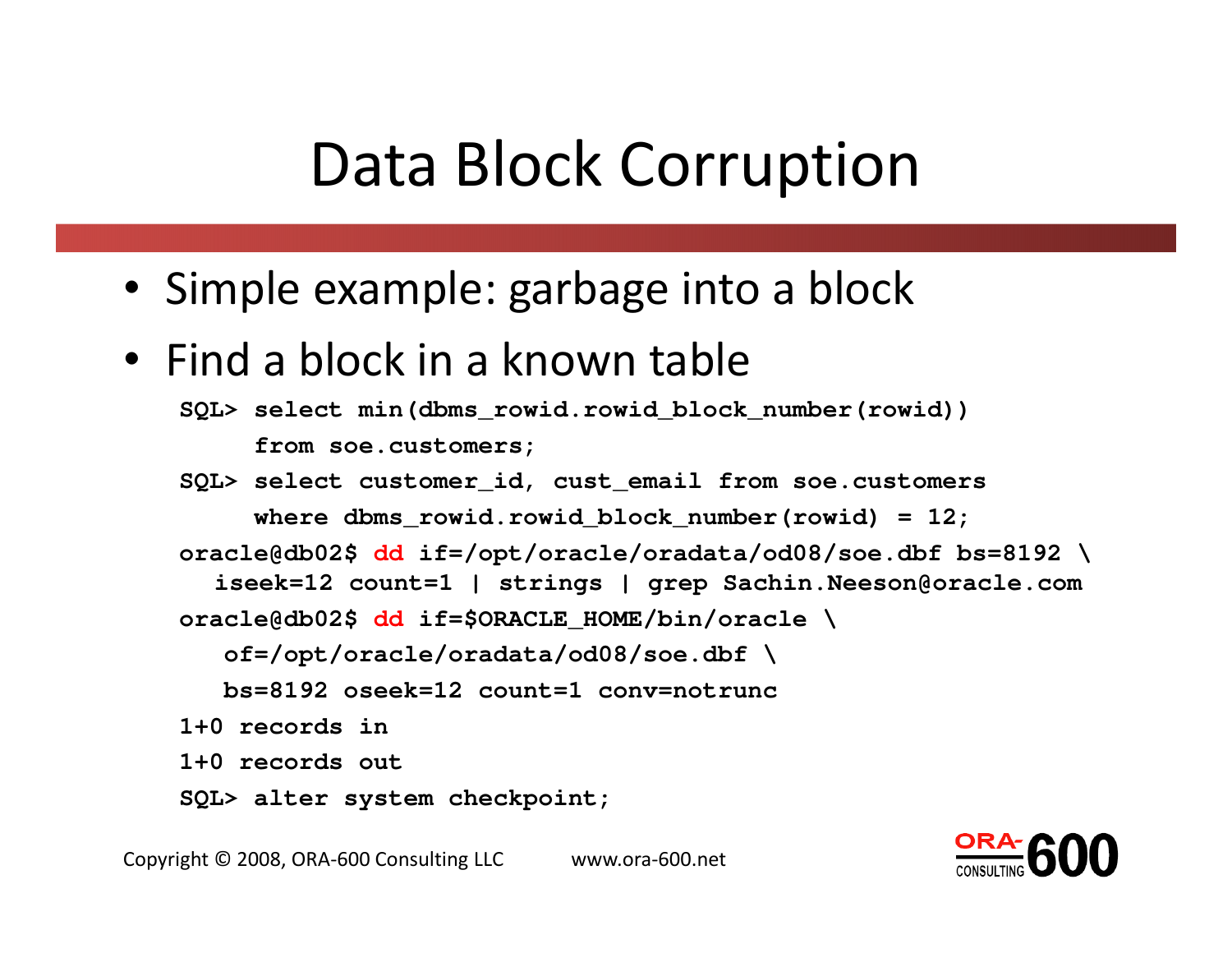# Data Block Corruption

- Simple example: garbage into a block
- Find a block in a known table

```
SQL> select min(dbms_rowid.rowid_block_number(rowid))
     from soe.customers;
SQL> select customer_id, cust_email from soe.customers
     where dbms_rowid.rowid_block_number(rowid) = 12;
oracle@db02$ dd if=/opt/oracle/oradata/od08/soe.dbf bs=8192 \
   iseek=12 count=1 | strings | grep Sachin.Neeson@oracle.com
oracle@db02$ dd if=$ORACLE_HOME/bin/oracle \
   of=/opt/oracle/oradata/od08/soe.dbf \
   bs=8192 oseek=12 count=1 conv=notrunc
1+0 records in
1+0 records out
SQL> alter system checkpoint;
```

Copyright © 2008, ORA-600 Consulting LLC www.ora-600.net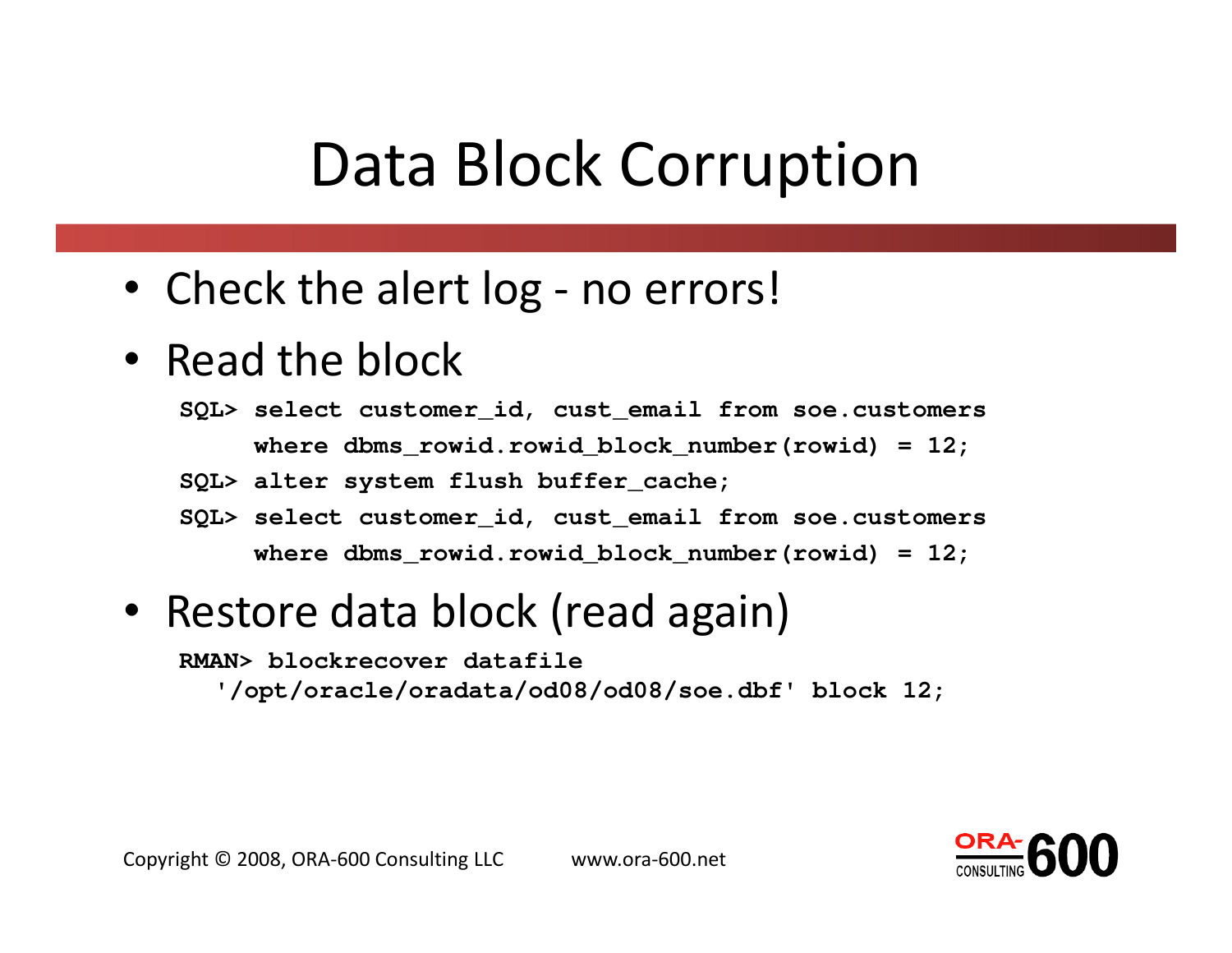# Data Block Corruption

- Check the alert log - no errors!
- Read the block

```
SQL> select customer_id, cust_email from soe.customers
     where dbms_rowid.rowid_block_number(rowid) = 12;
SQL> alter system flush buffer_cache;
SQL> select customer_id, cust_email from soe.customers
     where dbms_rowid.rowid_block_number(rowid) = 12;
```

- Restore data block (read again)

```
RMAN> blockrecover datafile
  '/opt/oracle/oradata/od08/od08/soe.dbf' block 12;
```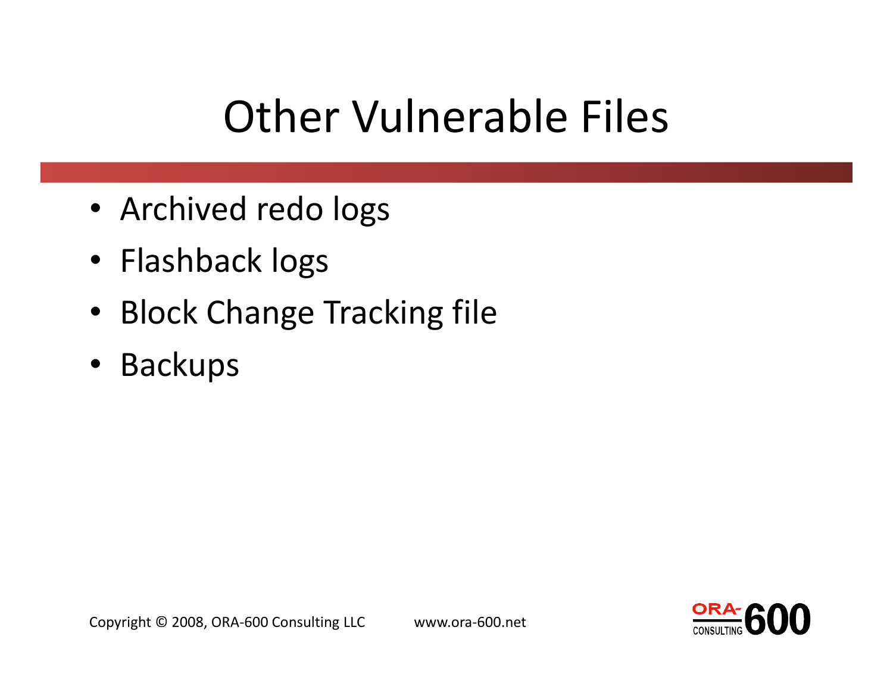# Other Vulnerable Files

- Archived redo logs
- Flashback logs
- Block Change Tracking file
- Backups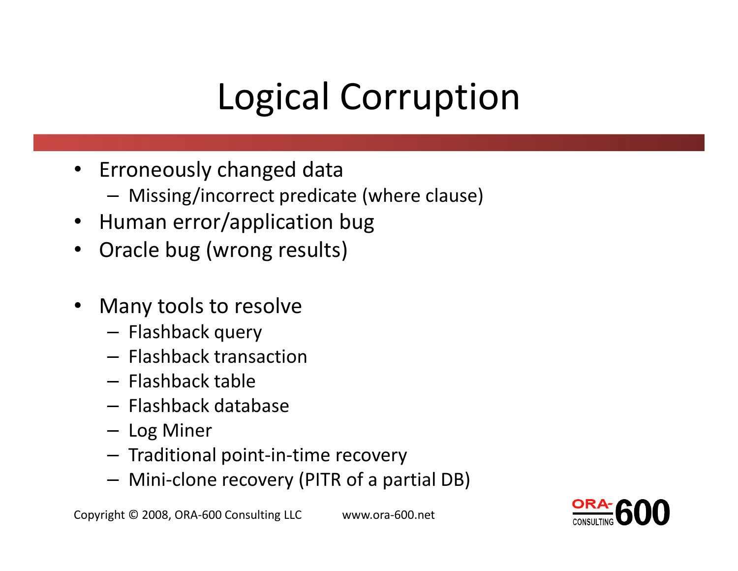# Logical Corruption

- Erroneously changed data
  - Missing/incorrect predicate (where clause)
- Human error/application bug
- Oracle bug (wrong results)

- Many tools to resolve
  - Flashback query
  - Flashback transaction
  - Flashback table
  - Flashback database
  - Log Miner
  - Traditional point-in-time recovery
  - Mini-clone recovery (PITR of a partial DB)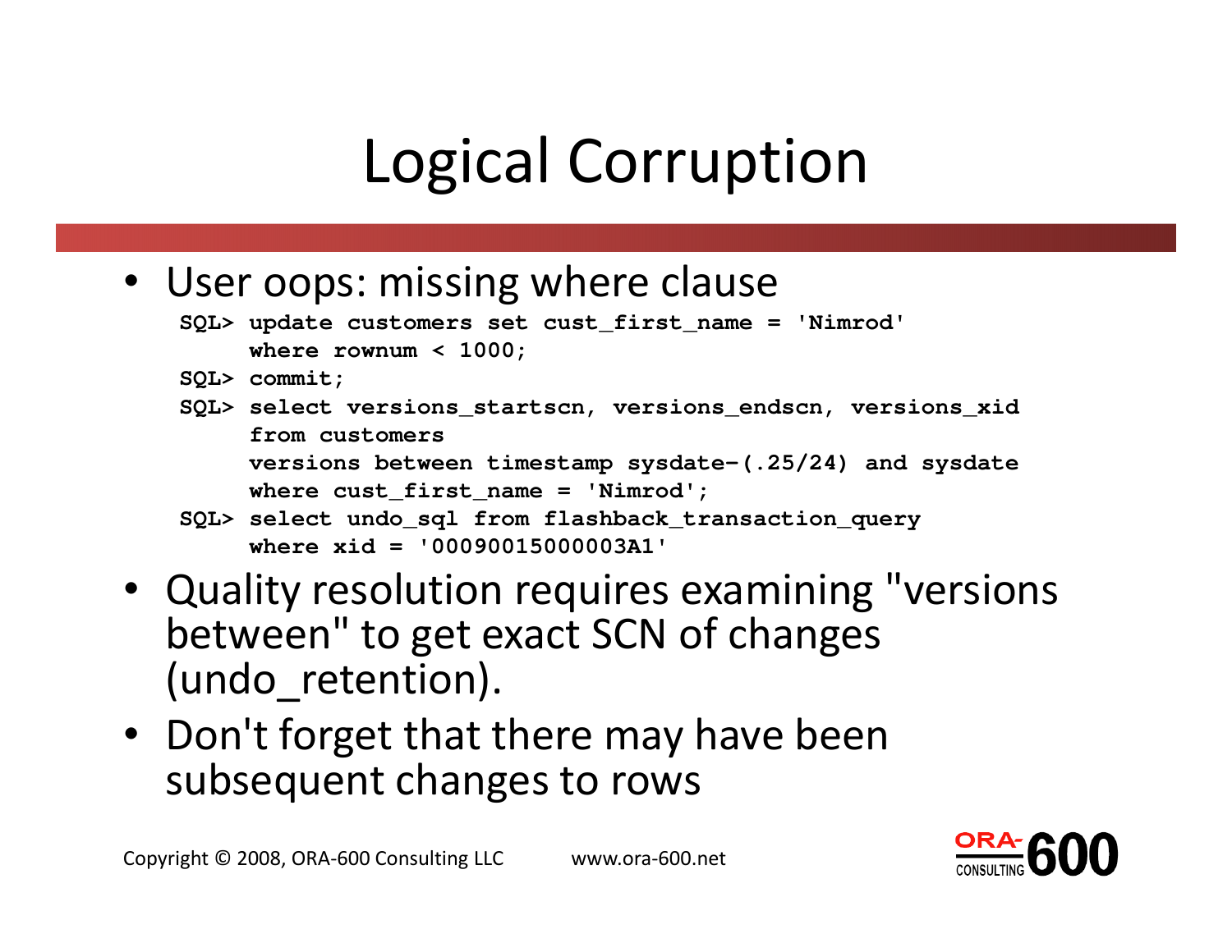# Logical Corruption

- User oops: missing where clause

```
SQL> update customers set cust_first_name = 'Nimrod'
     where rownum < 1000;
SQL> commit;
SQL> select versions_startscn, versions_endscn, versions_xid
     from customers
     versions between timestamp sysdate-(.25/24) and sysdate
     where cust_first_name = 'Nimrod';
SQL> select undo_sql from flashback_transaction_query
     where xid = '00090015000003A1'
```

- Quality resolution requires examining "versions between" to get exact SCN of changes (undo_retention).
- Don't forget that there may have been subsequent changes to rows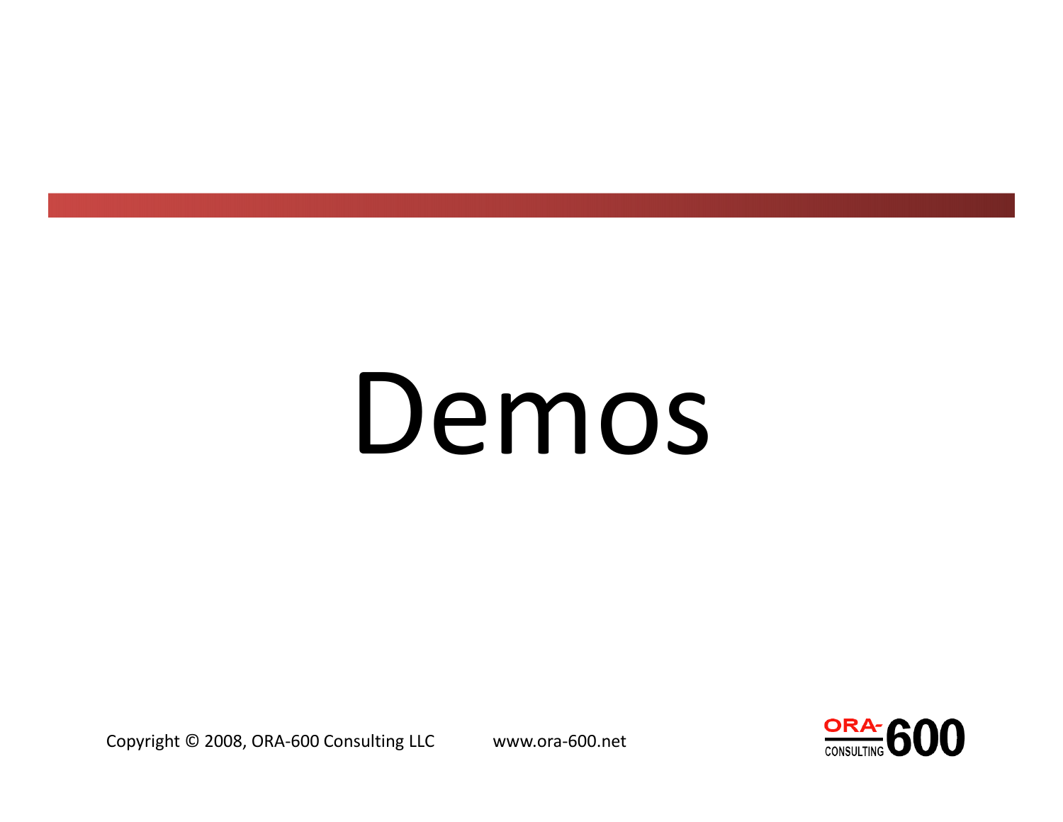# Demos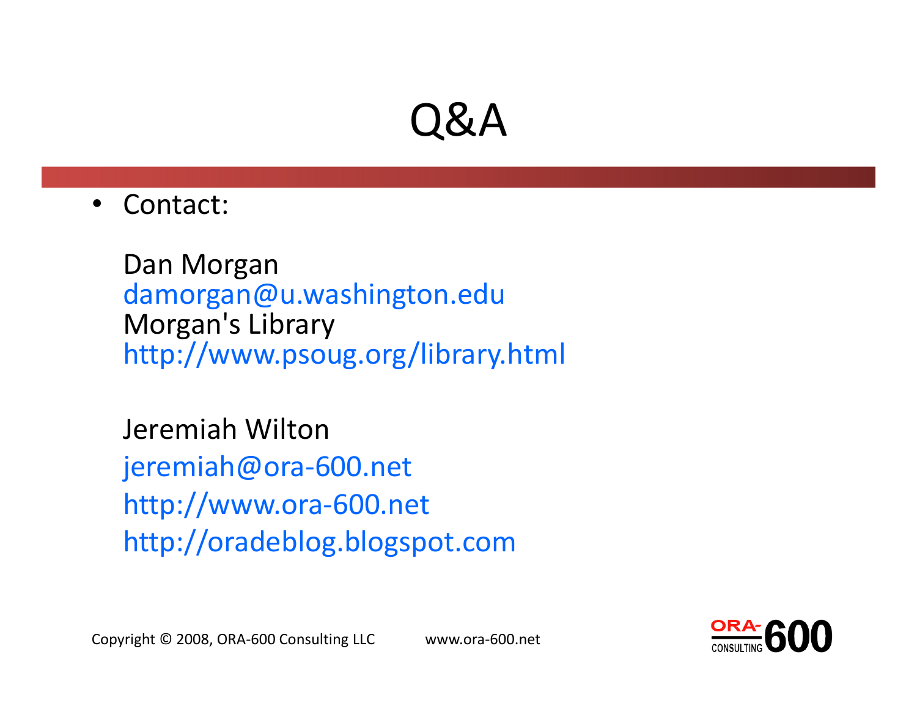# Q&A

- Contact:

  Dan Morgan
  damorgan@u.washington.edu
  Morgan's Library
  http://www.psoug.org/library.html

  Jeremiah Wilton
  jeremiah@ora-600.net
  http://www.ora-600.net
  http://oradeblog.blogspot.com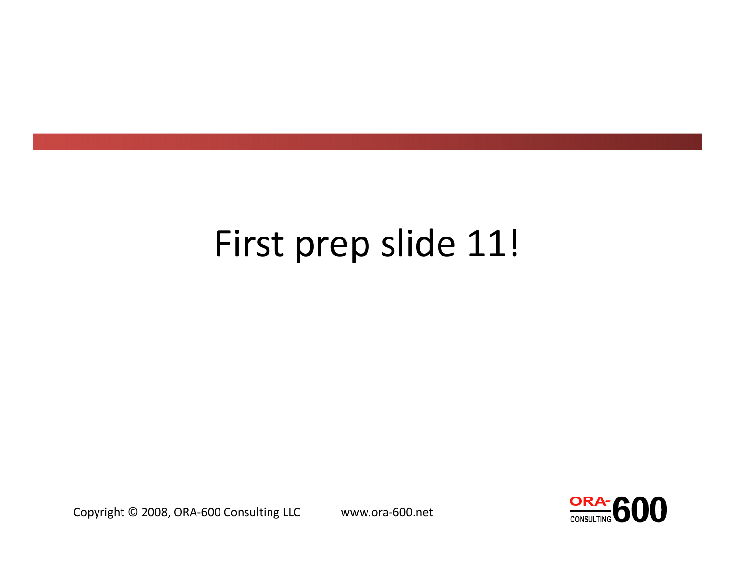# First prep slide 11!